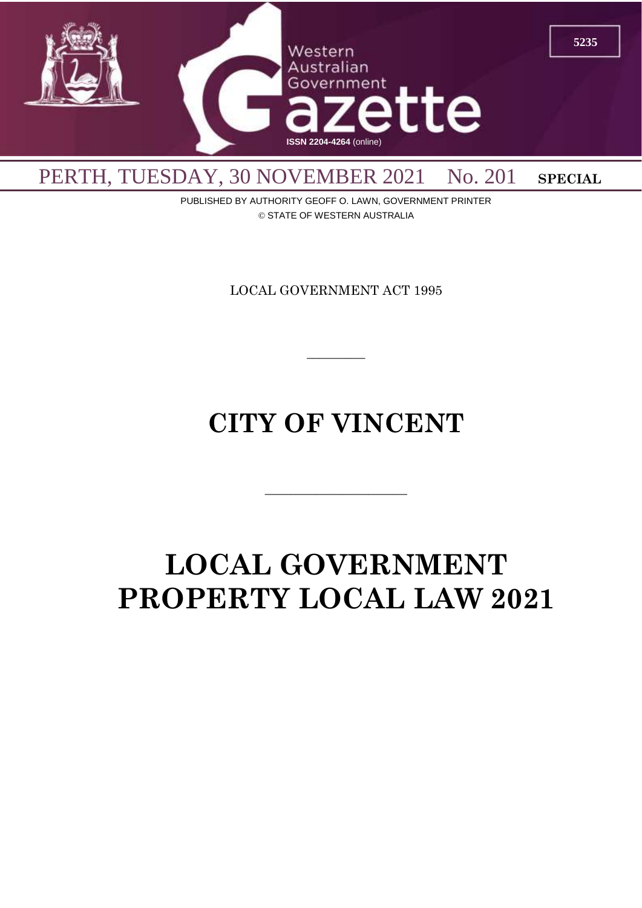# Western Australian Government Gazette

ISSN 2204-4264 (online)

5235

PERTH, TUESDAY, 30 NOVEMBER 2021 No. 201 **SPECIAL**

PUBLISHED BY AUTHORITY GEOFF O. LAWN, GOVERNMENT PRINTER
© STATE OF WESTERN AUSTRALIA

LOCAL GOVERNMENT ACT 1995

---

# CITY OF VINCENT

---

# LOCAL GOVERNMENT PROPERTY LOCAL LAW 2021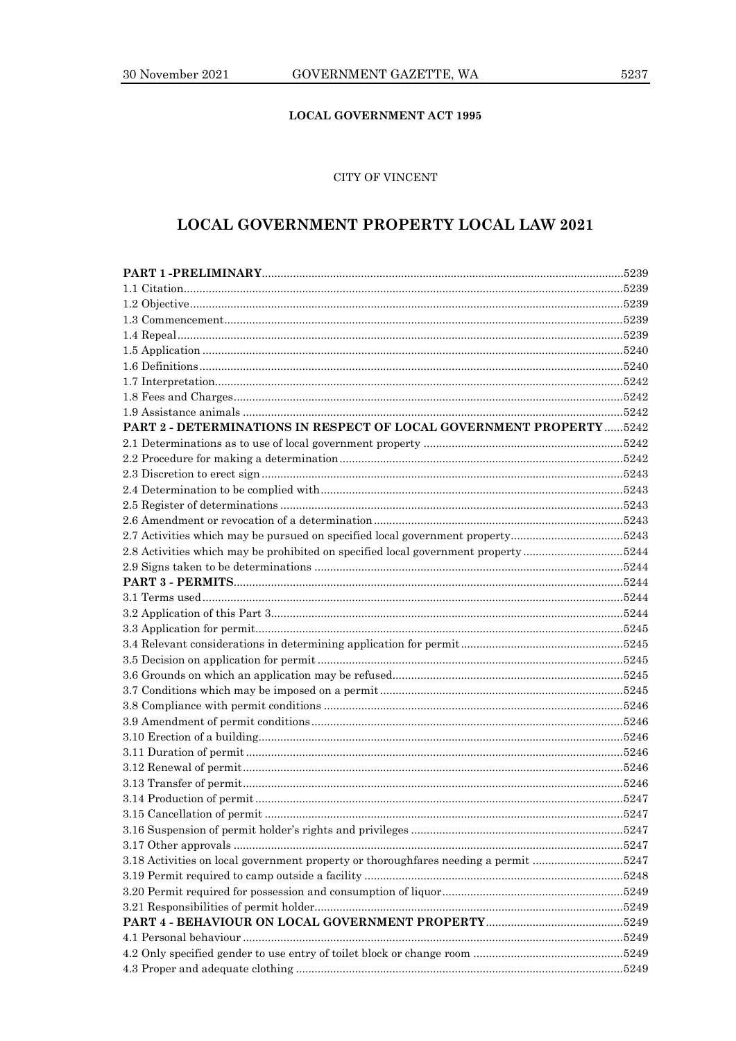**LOCAL GOVERNMENT ACT 1995**

CITY OF VINCENT

# LOCAL GOVERNMENT PROPERTY LOCAL LAW 2021

| | |
|---|---|
| **PART 1 -PRELIMINARY** | 5239 |
| 1.1 Citation | 5239 |
| 1.2 Objective | 5239 |
| 1.3 Commencement | 5239 |
| 1.4 Repeal | 5239 |
| 1.5 Application | 5240 |
| 1.6 Definitions | 5240 |
| 1.7 Interpretation | 5242 |
| 1.8 Fees and Charges | 5242 |
| 1.9 Assistance animals | 5242 |
| **PART 2 - DETERMINATIONS IN RESPECT OF LOCAL GOVERNMENT PROPERTY** | 5242 |
| 2.1 Determinations as to use of local government property | 5242 |
| 2.2 Procedure for making a determination | 5242 |
| 2.3 Discretion to erect sign | 5243 |
| 2.4 Determination to be complied with | 5243 |
| 2.5 Register of determinations | 5243 |
| 2.6 Amendment or revocation of a determination | 5243 |
| 2.7 Activities which may be pursued on specified local government property | 5243 |
| 2.8 Activities which may be prohibited on specified local government property | 5244 |
| 2.9 Signs taken to be determinations | 5244 |
| **PART 3 - PERMITS** | 5244 |
| 3.1 Terms used | 5244 |
| 3.2 Application of this Part 3 | 5244 |
| 3.3 Application for permit | 5245 |
| 3.4 Relevant considerations in determining application for permit | 5245 |
| 3.5 Decision on application for permit | 5245 |
| 3.6 Grounds on which an application may be refused | 5245 |
| 3.7 Conditions which may be imposed on a permit | 5245 |
| 3.8 Compliance with permit conditions | 5246 |
| 3.9 Amendment of permit conditions | 5246 |
| 3.10 Erection of a building | 5246 |
| 3.11 Duration of permit | 5246 |
| 3.12 Renewal of permit | 5246 |
| 3.13 Transfer of permit | 5246 |
| 3.14 Production of permit | 5247 |
| 3.15 Cancellation of permit | 5247 |
| 3.16 Suspension of permit holder's rights and privileges | 5247 |
| 3.17 Other approvals | 5247 |
| 3.18 Activities on local government property or thoroughfares needing a permit | 5247 |
| 3.19 Permit required to camp outside a facility | 5248 |
| 3.20 Permit required for possession and consumption of liquor | 5249 |
| 3.21 Responsibilities of permit holder | 5249 |
| **PART 4 - BEHAVIOUR ON LOCAL GOVERNMENT PROPERTY** | 5249 |
| 4.1 Personal behaviour | 5249 |
| 4.2 Only specified gender to use entry of toilet block or change room | 5249 |
| 4.3 Proper and adequate clothing | 5249 |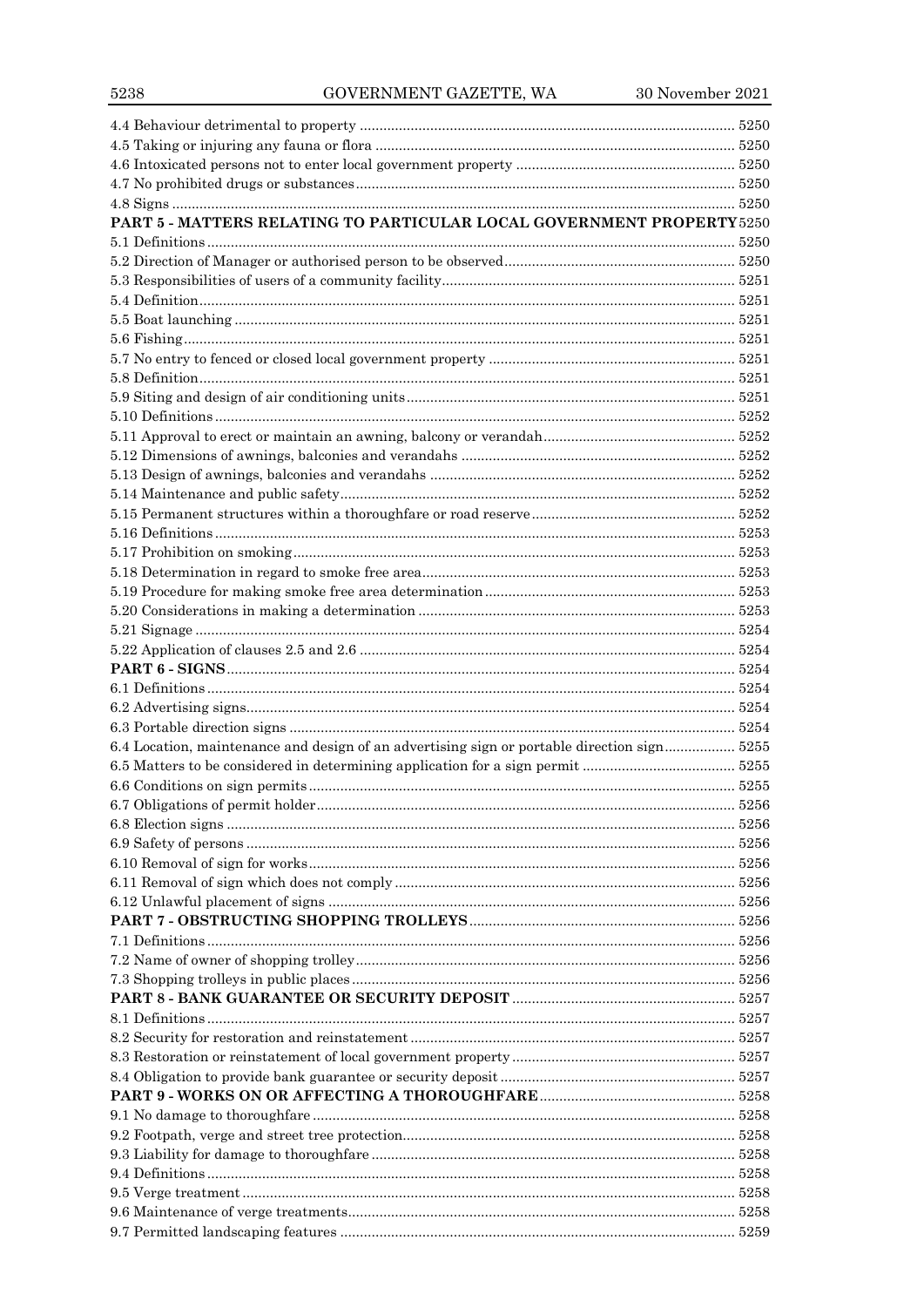4.4 Behaviour detrimental to property ........ 5250
4.5 Taking or injuring any fauna or flora ........ 5250
4.6 Intoxicated persons not to enter local government property ........ 5250
4.7 No prohibited drugs or substances ........ 5250
4.8 Signs ........ 5250
**PART 5 - MATTERS RELATING TO PARTICULAR LOCAL GOVERNMENT PROPERTY** 5250
5.1 Definitions ........ 5250
5.2 Direction of Manager or authorised person to be observed ........ 5250
5.3 Responsibilities of users of a community facility ........ 5251
5.4 Definition ........ 5251
5.5 Boat launching ........ 5251
5.6 Fishing ........ 5251
5.7 No entry to fenced or closed local government property ........ 5251
5.8 Definition ........ 5251
5.9 Siting and design of air conditioning units ........ 5251
5.10 Definitions ........ 5252
5.11 Approval to erect or maintain an awning, balcony or verandah ........ 5252
5.12 Dimensions of awnings, balconies and verandahs ........ 5252
5.13 Design of awnings, balconies and verandahs ........ 5252
5.14 Maintenance and public safety ........ 5252
5.15 Permanent structures within a thoroughfare or road reserve ........ 5252
5.16 Definitions ........ 5253
5.17 Prohibition on smoking ........ 5253
5.18 Determination in regard to smoke free area ........ 5253
5.19 Procedure for making smoke free area determination ........ 5253
5.20 Considerations in making a determination ........ 5253
5.21 Signage ........ 5254
5.22 Application of clauses 2.5 and 2.6 ........ 5254
**PART 6 - SIGNS** ........ 5254
6.1 Definitions ........ 5254
6.2 Advertising signs ........ 5254
6.3 Portable direction signs ........ 5254
6.4 Location, maintenance and design of an advertising sign or portable direction sign ........ 5255
6.5 Matters to be considered in determining application for a sign permit ........ 5255
6.6 Conditions on sign permits ........ 5255
6.7 Obligations of permit holder ........ 5256
6.8 Election signs ........ 5256
6.9 Safety of persons ........ 5256
6.10 Removal of sign for works ........ 5256
6.11 Removal of sign which does not comply ........ 5256
6.12 Unlawful placement of signs ........ 5256
**PART 7 - OBSTRUCTING SHOPPING TROLLEYS** ........ 5256
7.1 Definitions ........ 5256
7.2 Name of owner of shopping trolley ........ 5256
7.3 Shopping trolleys in public places ........ 5256
**PART 8 - BANK GUARANTEE OR SECURITY DEPOSIT** ........ 5257
8.1 Definitions ........ 5257
8.2 Security for restoration and reinstatement ........ 5257
8.3 Restoration or reinstatement of local government property ........ 5257
8.4 Obligation to provide bank guarantee or security deposit ........ 5257
**PART 9 - WORKS ON OR AFFECTING A THOROUGHFARE** ........ 5258
9.1 No damage to thoroughfare ........ 5258
9.2 Footpath, verge and street tree protection ........ 5258
9.3 Liability for damage to thoroughfare ........ 5258
9.4 Definitions ........ 5258
9.5 Verge treatment ........ 5258
9.6 Maintenance of verge treatments ........ 5258
9.7 Permitted landscaping features ........ 5259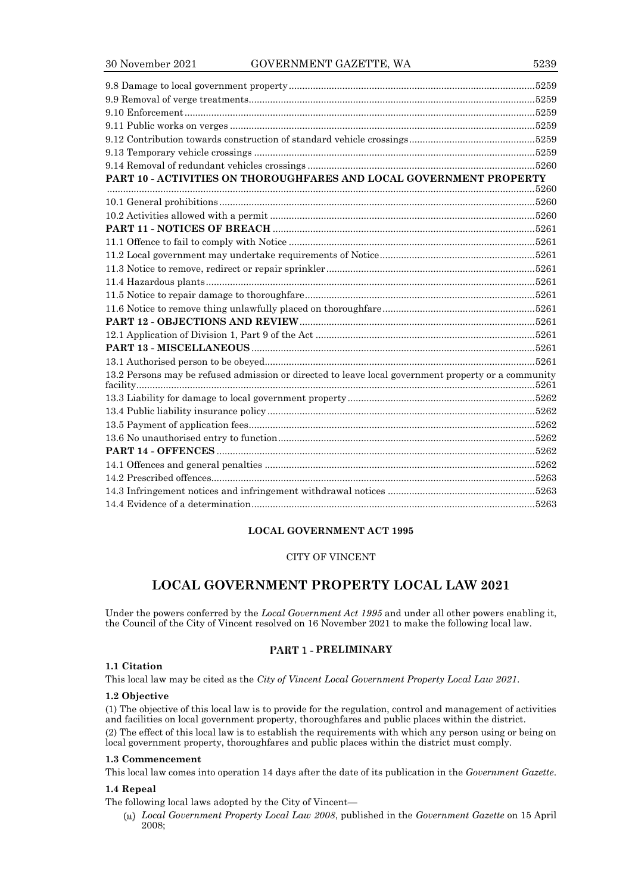9.8 Damage to local government property ....5259
9.9 Removal of verge treatments ....5259
9.10 Enforcement ....5259
9.11 Public works on verges ....5259
9.12 Contribution towards construction of standard vehicle crossings ....5259
9.13 Temporary vehicle crossings ....5259
9.14 Removal of redundant vehicles crossings ....5260
**PART 10 - ACTIVITIES ON THOROUGHFARES AND LOCAL GOVERNMENT PROPERTY** ....5260
10.1 General prohibitions ....5260
10.2 Activities allowed with a permit ....5260
**PART 11 - NOTICES OF BREACH** ....5261
11.1 Offence to fail to comply with Notice ....5261
11.2 Local government may undertake requirements of Notice ....5261
11.3 Notice to remove, redirect or repair sprinkler ....5261
11.4 Hazardous plants ....5261
11.5 Notice to repair damage to thoroughfare ....5261
11.6 Notice to remove thing unlawfully placed on thoroughfare ....5261
**PART 12 - OBJECTIONS AND REVIEW** ....5261
12.1 Application of Division 1, Part 9 of the Act ....5261
**PART 13 - MISCELLANEOUS** ....5261
13.1 Authorised person to be obeyed ....5261
13.2 Persons may be refused admission or directed to leave local government property or a community facility ....5261
13.3 Liability for damage to local government property ....5262
13.4 Public liability insurance policy ....5262
13.5 Payment of application fees ....5262
13.6 No unauthorised entry to function ....5262
**PART 14 - OFFENCES** ....5262
14.1 Offences and general penalties ....5262
14.2 Prescribed offences ....5263
14.3 Infringement notices and infringement withdrawal notices ....5263
14.4 Evidence of a determination ....5263

**LOCAL GOVERNMENT ACT 1995**

CITY OF VINCENT

# LOCAL GOVERNMENT PROPERTY LOCAL LAW 2021

Under the powers conferred by the *Local Government Act 1995* and under all other powers enabling it, the Council of the City of Vincent resolved on 16 November 2021 to make the following local law.

## PART 1 - PRELIMINARY

### 1.1 Citation

This local law may be cited as the *City of Vincent Local Government Property Local Law 2021*.

### 1.2 Objective

(1) The objective of this local law is to provide for the regulation, control and management of activities and facilities on local government property, thoroughfares and public places within the district.

(2) The effect of this local law is to establish the requirements with which any person using or being on local government property, thoroughfares and public places within the district must comply.

### 1.3 Commencement

This local law comes into operation 14 days after the date of its publication in the *Government Gazette*.

### 1.4 Repeal

The following local laws adopted by the City of Vincent—

(a) *Local Government Property Local Law 2008*, published in the *Government Gazette* on 15 April 2008;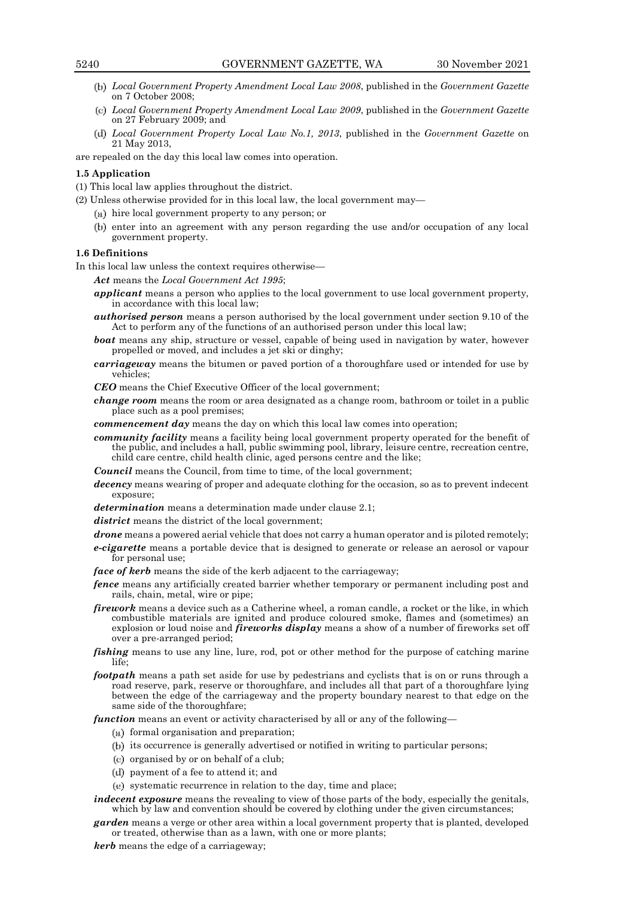(b) *Local Government Property Amendment Local Law 2008*, published in the *Government Gazette* on 7 October 2008;

(c) *Local Government Property Amendment Local Law 2009*, published in the *Government Gazette* on 27 February 2009; and

(d) *Local Government Property Local Law No.1, 2013*, published in the *Government Gazette* on 21 May 2013,

are repealed on the day this local law comes into operation.

**1.5 Application**

(1) This local law applies throughout the district.

(2) Unless otherwise provided for in this local law, the local government may—

(a) hire local government property to any person; or

(b) enter into an agreement with any person regarding the use and/or occupation of any local government property.

**1.6 Definitions**

In this local law unless the context requires otherwise—

***Act*** means the *Local Government Act 1995*;

***applicant*** means a person who applies to the local government to use local government property, in accordance with this local law;

***authorised person*** means a person authorised by the local government under section 9.10 of the Act to perform any of the functions of an authorised person under this local law;

***boat*** means any ship, structure or vessel, capable of being used in navigation by water, however propelled or moved, and includes a jet ski or dinghy;

***carriageway*** means the bitumen or paved portion of a thoroughfare used or intended for use by vehicles;

***CEO*** means the Chief Executive Officer of the local government;

***change room*** means the room or area designated as a change room, bathroom or toilet in a public place such as a pool premises;

***commencement day*** means the day on which this local law comes into operation;

***community facility*** means a facility being local government property operated for the benefit of the public, and includes a hall, public swimming pool, library, leisure centre, recreation centre, child care centre, child health clinic, aged persons centre and the like;

***Council*** means the Council, from time to time, of the local government;

***decency*** means wearing of proper and adequate clothing for the occasion, so as to prevent indecent exposure;

***determination*** means a determination made under clause 2.1;

***district*** means the district of the local government;

***drone*** means a powered aerial vehicle that does not carry a human operator and is piloted remotely;

***e-cigarette*** means a portable device that is designed to generate or release an aerosol or vapour for personal use;

***face of kerb*** means the side of the kerb adjacent to the carriageway;

***fence*** means any artificially created barrier whether temporary or permanent including post and rails, chain, metal, wire or pipe;

***firework*** means a device such as a Catherine wheel, a roman candle, a rocket or the like, in which combustible materials are ignited and produce coloured smoke, flames and (sometimes) an explosion or loud noise and ***fireworks display*** means a show of a number of fireworks set off over a pre-arranged period;

***fishing*** means to use any line, lure, rod, pot or other method for the purpose of catching marine life;

***footpath*** means a path set aside for use by pedestrians and cyclists that is on or runs through a road reserve, park, reserve or thoroughfare, and includes all that part of a thoroughfare lying between the edge of the carriageway and the property boundary nearest to that edge on the same side of the thoroughfare;

***function*** means an event or activity characterised by all or any of the following—

(a) formal organisation and preparation;

(b) its occurrence is generally advertised or notified in writing to particular persons;

(c) organised by or on behalf of a club;

(d) payment of a fee to attend it; and

(e) systematic recurrence in relation to the day, time and place;

***indecent exposure*** means the revealing to view of those parts of the body, especially the genitals, which by law and convention should be covered by clothing under the given circumstances;

***garden*** means a verge or other area within a local government property that is planted, developed or treated, otherwise than as a lawn, with one or more plants;

***kerb*** means the edge of a carriageway;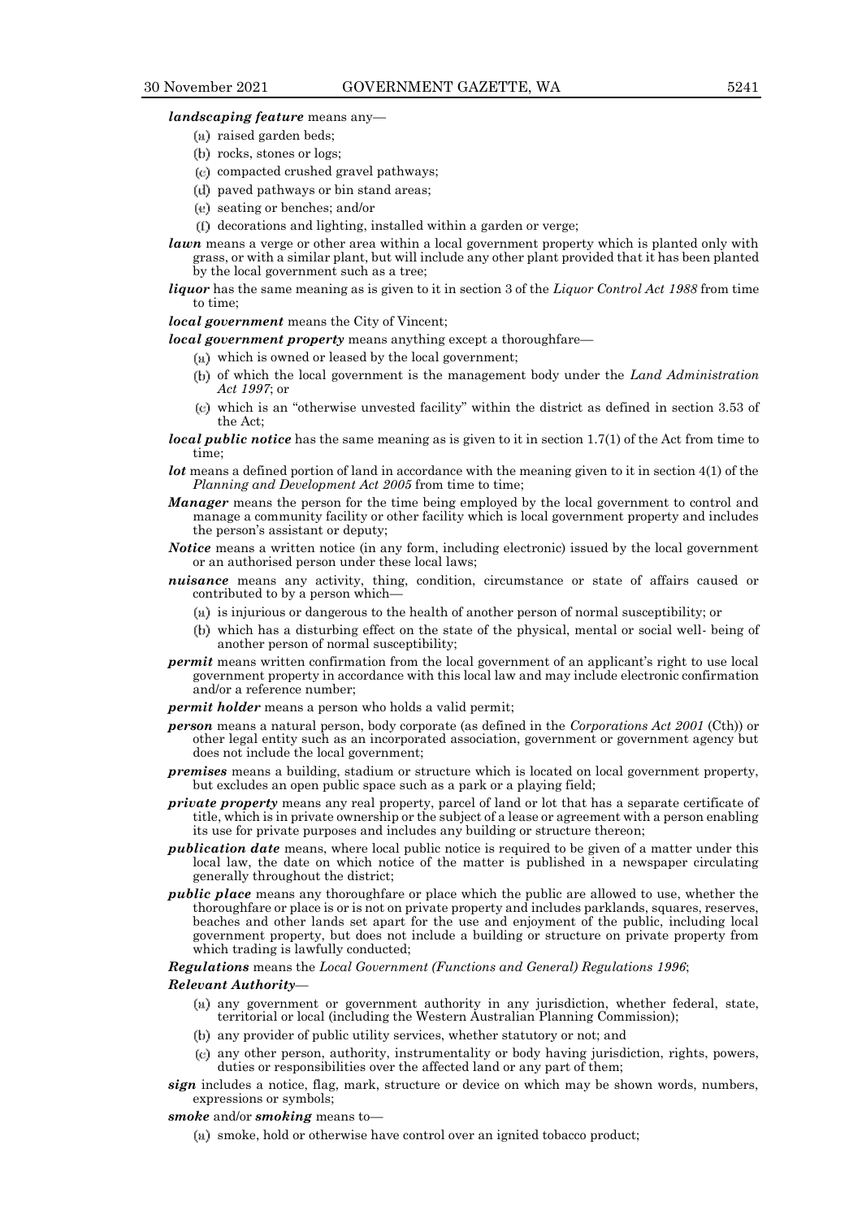***landscaping feature*** means any—

(a) raised garden beds;

(b) rocks, stones or logs;

(c) compacted crushed gravel pathways;

(d) paved pathways or bin stand areas;

(e) seating or benches; and/or

(f) decorations and lighting, installed within a garden or verge;

***lawn*** means a verge or other area within a local government property which is planted only with grass, or with a similar plant, but will include any other plant provided that it has been planted by the local government such as a tree;

***liquor*** has the same meaning as is given to it in section 3 of the *Liquor Control Act 1988* from time to time;

***local government*** means the City of Vincent;

***local government property*** means anything except a thoroughfare—

(a) which is owned or leased by the local government;

(b) of which the local government is the management body under the *Land Administration Act 1997*; or

(c) which is an "otherwise unvested facility" within the district as defined in section 3.53 of the Act;

***local public notice*** has the same meaning as is given to it in section 1.7(1) of the Act from time to time;

***lot*** means a defined portion of land in accordance with the meaning given to it in section 4(1) of the *Planning and Development Act 2005* from time to time;

***Manager*** means the person for the time being employed by the local government to control and manage a community facility or other facility which is local government property and includes the person's assistant or deputy;

***Notice*** means a written notice (in any form, including electronic) issued by the local government or an authorised person under these local laws;

***nuisance*** means any activity, thing, condition, circumstance or state of affairs caused or contributed to by a person which—

(a) is injurious or dangerous to the health of another person of normal susceptibility; or

(b) which has a disturbing effect on the state of the physical, mental or social well- being of another person of normal susceptibility;

***permit*** means written confirmation from the local government of an applicant's right to use local government property in accordance with this local law and may include electronic confirmation and/or a reference number;

***permit holder*** means a person who holds a valid permit;

***person*** means a natural person, body corporate (as defined in the *Corporations Act 2001* (Cth)) or other legal entity such as an incorporated association, government or government agency but does not include the local government;

***premises*** means a building, stadium or structure which is located on local government property, but excludes an open public space such as a park or a playing field;

***private property*** means any real property, parcel of land or lot that has a separate certificate of title, which is in private ownership or the subject of a lease or agreement with a person enabling its use for private purposes and includes any building or structure thereon;

***publication date*** means, where local public notice is required to be given of a matter under this local law, the date on which notice of the matter is published in a newspaper circulating generally throughout the district;

***public place*** means any thoroughfare or place which the public are allowed to use, whether the thoroughfare or place is or is not on private property and includes parklands, squares, reserves, beaches and other lands set apart for the use and enjoyment of the public, including local government property, but does not include a building or structure on private property from which trading is lawfully conducted;

***Regulations*** means the *Local Government (Functions and General) Regulations 1996*;

***Relevant Authority***—

(a) any government or government authority in any jurisdiction, whether federal, state, territorial or local (including the Western Australian Planning Commission);

(b) any provider of public utility services, whether statutory or not; and

(c) any other person, authority, instrumentality or body having jurisdiction, rights, powers, duties or responsibilities over the affected land or any part of them;

***sign*** includes a notice, flag, mark, structure or device on which may be shown words, numbers, expressions or symbols;

***smoke*** and/or ***smoking*** means to—

(a) smoke, hold or otherwise have control over an ignited tobacco product;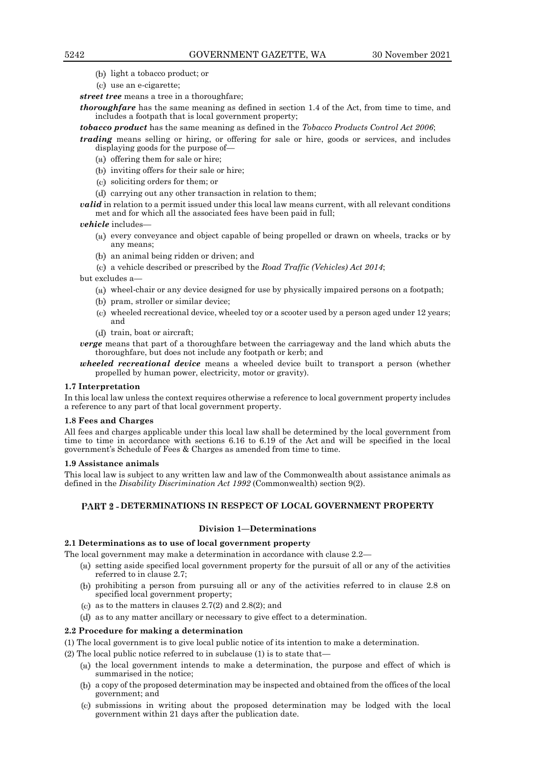(b) light a tobacco product; or

(c) use an e-cigarette;

***street tree*** means a tree in a thoroughfare;

***thoroughfare*** has the same meaning as defined in section 1.4 of the Act, from time to time, and includes a footpath that is local government property;

***tobacco product*** has the same meaning as defined in the *Tobacco Products Control Act 2006*;

***trading*** means selling or hiring, or offering for sale or hire, goods or services, and includes displaying goods for the purpose of—

(a) offering them for sale or hire;

(b) inviting offers for their sale or hire;

(c) soliciting orders for them; or

(d) carrying out any other transaction in relation to them;

***valid*** in relation to a permit issued under this local law means current, with all relevant conditions met and for which all the associated fees have been paid in full;

***vehicle*** includes—

(a) every conveyance and object capable of being propelled or drawn on wheels, tracks or by any means;

(b) an animal being ridden or driven; and

(c) a vehicle described or prescribed by the *Road Traffic (Vehicles) Act 2014*;

but excludes a—

(a) wheel-chair or any device designed for use by physically impaired persons on a footpath;

(b) pram, stroller or similar device;

(c) wheeled recreational device, wheeled toy or a scooter used by a person aged under 12 years; and

(d) train, boat or aircraft;

***verge*** means that part of a thoroughfare between the carriageway and the land which abuts the thoroughfare, but does not include any footpath or kerb; and

***wheeled recreational device*** means a wheeled device built to transport a person (whether propelled by human power, electricity, motor or gravity).

**1.7 Interpretation**

In this local law unless the context requires otherwise a reference to local government property includes a reference to any part of that local government property.

**1.8 Fees and Charges**

All fees and charges applicable under this local law shall be determined by the local government from time to time in accordance with sections 6.16 to 6.19 of the Act and will be specified in the local government's Schedule of Fees & Charges as amended from time to time.

**1.9 Assistance animals**

This local law is subject to any written law and law of the Commonwealth about assistance animals as defined in the *Disability Discrimination Act 1992* (Commonwealth) section 9(2).

## PART 2 - DETERMINATIONS IN RESPECT OF LOCAL GOVERNMENT PROPERTY

### Division 1—Determinations

**2.1 Determinations as to use of local government property**

The local government may make a determination in accordance with clause 2.2—

(a) setting aside specified local government property for the pursuit of all or any of the activities referred to in clause 2.7;

(b) prohibiting a person from pursuing all or any of the activities referred to in clause 2.8 on specified local government property;

(c) as to the matters in clauses 2.7(2) and 2.8(2); and

(d) as to any matter ancillary or necessary to give effect to a determination.

**2.2 Procedure for making a determination**

(1) The local government is to give local public notice of its intention to make a determination.

(2) The local public notice referred to in subclause (1) is to state that—

(a) the local government intends to make a determination, the purpose and effect of which is summarised in the notice;

(b) a copy of the proposed determination may be inspected and obtained from the offices of the local government; and

(c) submissions in writing about the proposed determination may be lodged with the local government within 21 days after the publication date.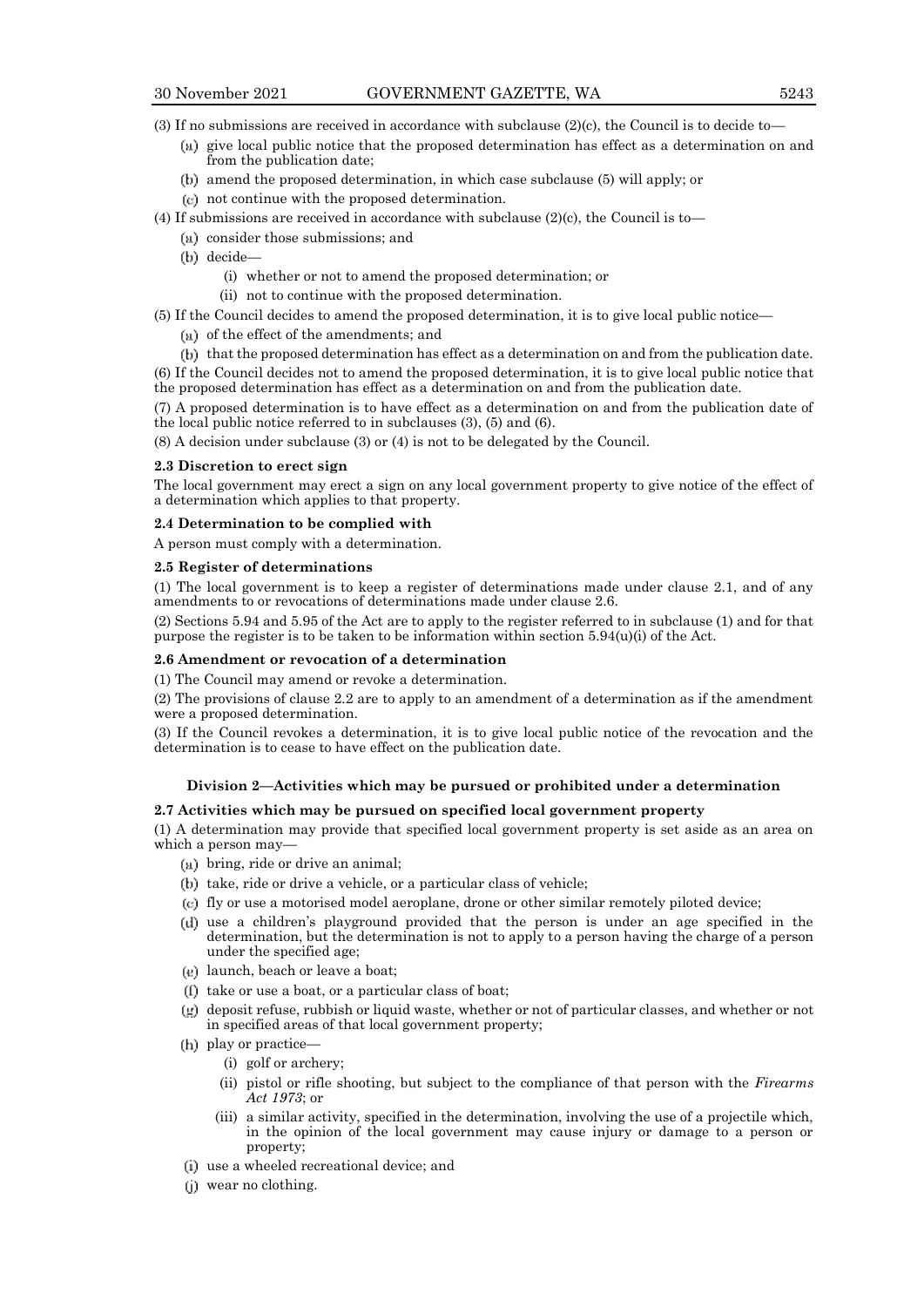(3) If no submissions are received in accordance with subclause (2)(c), the Council is to decide to—

(a) give local public notice that the proposed determination has effect as a determination on and from the publication date;

(b) amend the proposed determination, in which case subclause (5) will apply; or

(c) not continue with the proposed determination.

(4) If submissions are received in accordance with subclause (2)(c), the Council is to—

(a) consider those submissions; and

(b) decide—

(i) whether or not to amend the proposed determination; or

(ii) not to continue with the proposed determination.

(5) If the Council decides to amend the proposed determination, it is to give local public notice—

(a) of the effect of the amendments; and

(b) that the proposed determination has effect as a determination on and from the publication date.

(6) If the Council decides not to amend the proposed determination, it is to give local public notice that the proposed determination has effect as a determination on and from the publication date.

(7) A proposed determination is to have effect as a determination on and from the publication date of the local public notice referred to in subclauses (3), (5) and (6).

(8) A decision under subclause (3) or (4) is not to be delegated by the Council.

**2.3 Discretion to erect sign**

The local government may erect a sign on any local government property to give notice of the effect of a determination which applies to that property.

**2.4 Determination to be complied with**

A person must comply with a determination.

**2.5 Register of determinations**

(1) The local government is to keep a register of determinations made under clause 2.1, and of any amendments to or revocations of determinations made under clause 2.6.

(2) Sections 5.94 and 5.95 of the Act are to apply to the register referred to in subclause (1) and for that purpose the register is to be taken to be information within section 5.94(u)(i) of the Act.

**2.6 Amendment or revocation of a determination**

(1) The Council may amend or revoke a determination.

(2) The provisions of clause 2.2 are to apply to an amendment of a determination as if the amendment were a proposed determination.

(3) If the Council revokes a determination, it is to give local public notice of the revocation and the determination is to cease to have effect on the publication date.

**Division 2—Activities which may be pursued or prohibited under a determination**

**2.7 Activities which may be pursued on specified local government property**

(1) A determination may provide that specified local government property is set aside as an area on which a person may—

(a) bring, ride or drive an animal;

(b) take, ride or drive a vehicle, or a particular class of vehicle;

(c) fly or use a motorised model aeroplane, drone or other similar remotely piloted device;

(d) use a children's playground provided that the person is under an age specified in the determination, but the determination is not to apply to a person having the charge of a person under the specified age;

(e) launch, beach or leave a boat;

(f) take or use a boat, or a particular class of boat;

(g) deposit refuse, rubbish or liquid waste, whether or not of particular classes, and whether or not in specified areas of that local government property;

(h) play or practice—

(i) golf or archery;

(ii) pistol or rifle shooting, but subject to the compliance of that person with the *Firearms Act 1973*; or

(iii) a similar activity, specified in the determination, involving the use of a projectile which, in the opinion of the local government may cause injury or damage to a person or property;

(i) use a wheeled recreational device; and

(j) wear no clothing.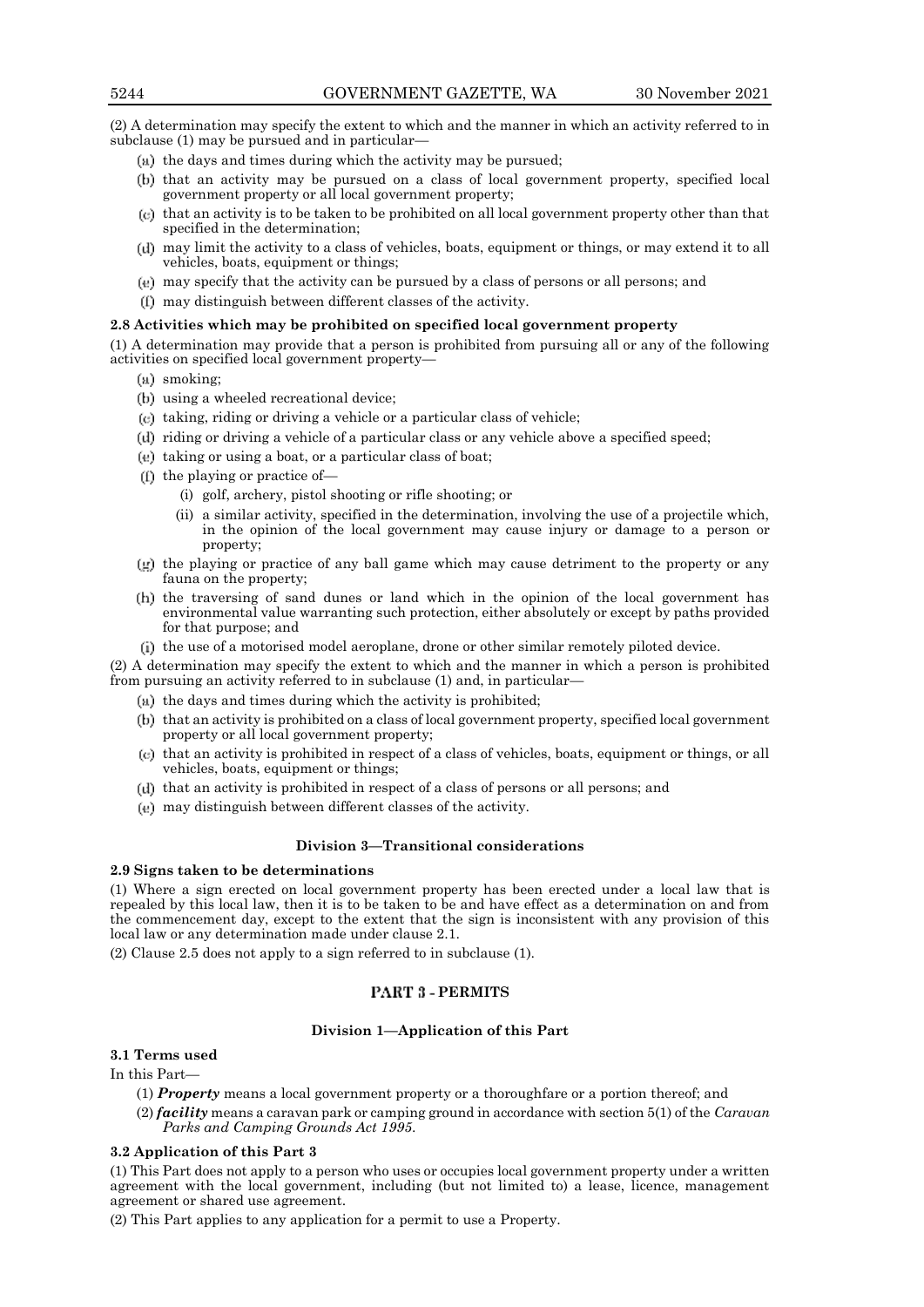(2) A determination may specify the extent to which and the manner in which an activity referred to in subclause (1) may be pursued and in particular—

(a) the days and times during which the activity may be pursued;

(b) that an activity may be pursued on a class of local government property, specified local government property or all local government property;

(c) that an activity is to be taken to be prohibited on all local government property other than that specified in the determination;

(d) may limit the activity to a class of vehicles, boats, equipment or things, or may extend it to all vehicles, boats, equipment or things;

(e) may specify that the activity can be pursued by a class of persons or all persons; and

(f) may distinguish between different classes of the activity.

**2.8 Activities which may be prohibited on specified local government property**

(1) A determination may provide that a person is prohibited from pursuing all or any of the following activities on specified local government property—

(a) smoking;

(b) using a wheeled recreational device;

(c) taking, riding or driving a vehicle or a particular class of vehicle;

(d) riding or driving a vehicle of a particular class or any vehicle above a specified speed;

(e) taking or using a boat, or a particular class of boat;

(f) the playing or practice of—

(i) golf, archery, pistol shooting or rifle shooting; or

(ii) a similar activity, specified in the determination, involving the use of a projectile which, in the opinion of the local government may cause injury or damage to a person or property;

(g) the playing or practice of any ball game which may cause detriment to the property or any fauna on the property;

(h) the traversing of sand dunes or land which in the opinion of the local government has environmental value warranting such protection, either absolutely or except by paths provided for that purpose; and

(i) the use of a motorised model aeroplane, drone or other similar remotely piloted device.

(2) A determination may specify the extent to which and the manner in which a person is prohibited from pursuing an activity referred to in subclause (1) and, in particular—

(a) the days and times during which the activity is prohibited;

(b) that an activity is prohibited on a class of local government property, specified local government property or all local government property;

(c) that an activity is prohibited in respect of a class of vehicles, boats, equipment or things, or all vehicles, boats, equipment or things;

(d) that an activity is prohibited in respect of a class of persons or all persons; and

(e) may distinguish between different classes of the activity.

### Division 3—Transitional considerations

**2.9 Signs taken to be determinations**

(1) Where a sign erected on local government property has been erected under a local law that is repealed by this local law, then it is to be taken to be and have effect as a determination on and from the commencement day, except to the extent that the sign is inconsistent with any provision of this local law or any determination made under clause 2.1.

(2) Clause 2.5 does not apply to a sign referred to in subclause (1).

## PART 3 - PERMITS

### Division 1—Application of this Part

**3.1 Terms used**

In this Part—

(1) ***Property*** means a local government property or a thoroughfare or a portion thereof; and

(2) ***facility*** means a caravan park or camping ground in accordance with section 5(1) of the *Caravan Parks and Camping Grounds Act 1995*.

**3.2 Application of this Part 3**

(1) This Part does not apply to a person who uses or occupies local government property under a written agreement with the local government, including (but not limited to) a lease, licence, management agreement or shared use agreement.

(2) This Part applies to any application for a permit to use a Property.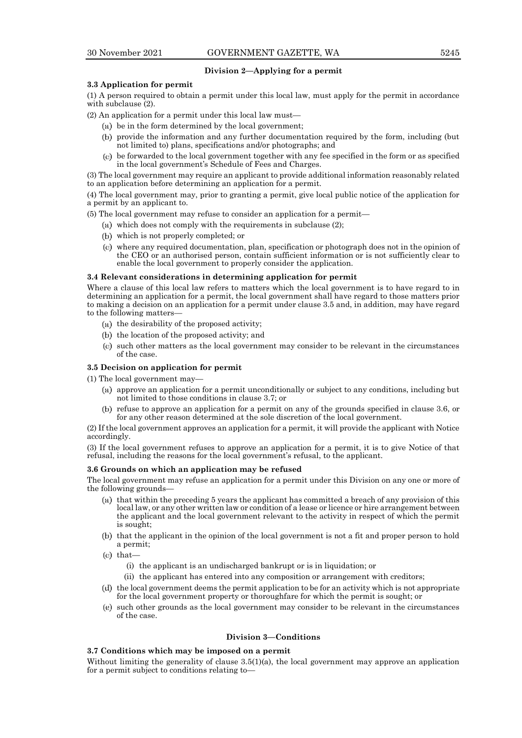### Division 2—Applying for a permit

**3.3 Application for permit**

(1) A person required to obtain a permit under this local law, must apply for the permit in accordance with subclause (2).

(2) An application for a permit under this local law must—

- (a) be in the form determined by the local government;
- (b) provide the information and any further documentation required by the form, including (but not limited to) plans, specifications and/or photographs; and
- (c) be forwarded to the local government together with any fee specified in the form or as specified in the local government's Schedule of Fees and Charges.

(3) The local government may require an applicant to provide additional information reasonably related to an application before determining an application for a permit.

(4) The local government may, prior to granting a permit, give local public notice of the application for a permit by an applicant to.

(5) The local government may refuse to consider an application for a permit—

- (a) which does not comply with the requirements in subclause (2);
- (b) which is not properly completed; or
- (c) where any required documentation, plan, specification or photograph does not in the opinion of the CEO or an authorised person, contain sufficient information or is not sufficiently clear to enable the local government to properly consider the application.

**3.4 Relevant considerations in determining application for permit**

Where a clause of this local law refers to matters which the local government is to have regard to in determining an application for a permit, the local government shall have regard to those matters prior to making a decision on an application for a permit under clause 3.5 and, in addition, may have regard to the following matters—

- (a) the desirability of the proposed activity;
- (b) the location of the proposed activity; and
- (c) such other matters as the local government may consider to be relevant in the circumstances of the case.

**3.5 Decision on application for permit**

(1) The local government may—

- (a) approve an application for a permit unconditionally or subject to any conditions, including but not limited to those conditions in clause 3.7; or
- (b) refuse to approve an application for a permit on any of the grounds specified in clause 3.6, or for any other reason determined at the sole discretion of the local government.

(2) If the local government approves an application for a permit, it will provide the applicant with Notice accordingly.

(3) If the local government refuses to approve an application for a permit, it is to give Notice of that refusal, including the reasons for the local government's refusal, to the applicant.

**3.6 Grounds on which an application may be refused**

The local government may refuse an application for a permit under this Division on any one or more of the following grounds—

- (a) that within the preceding 5 years the applicant has committed a breach of any provision of this local law, or any other written law or condition of a lease or licence or hire arrangement between the applicant and the local government relevant to the activity in respect of which the permit is sought;
- (b) that the applicant in the opinion of the local government is not a fit and proper person to hold a permit;
- (c) that—
  - (i) the applicant is an undischarged bankrupt or is in liquidation; or
  - (ii) the applicant has entered into any composition or arrangement with creditors;
- (d) the local government deems the permit application to be for an activity which is not appropriate for the local government property or thoroughfare for which the permit is sought; or
- (e) such other grounds as the local government may consider to be relevant in the circumstances of the case.

### Division 3—Conditions

**3.7 Conditions which may be imposed on a permit**

Without limiting the generality of clause 3.5(1)(a), the local government may approve an application for a permit subject to conditions relating to—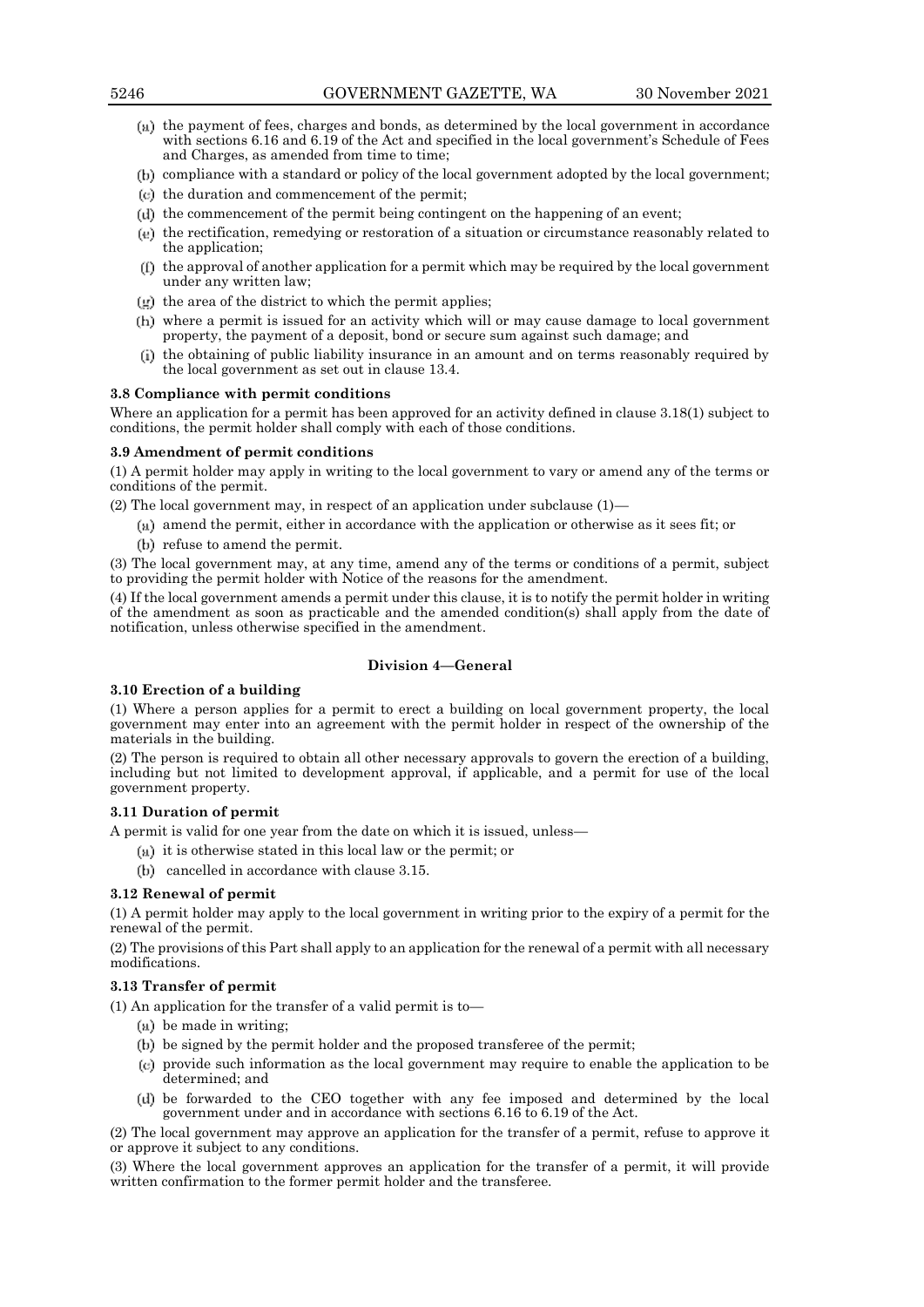(a) the payment of fees, charges and bonds, as determined by the local government in accordance with sections 6.16 and 6.19 of the Act and specified in the local government's Schedule of Fees and Charges, as amended from time to time;

(b) compliance with a standard or policy of the local government adopted by the local government;

(c) the duration and commencement of the permit;

(d) the commencement of the permit being contingent on the happening of an event;

(e) the rectification, remedying or restoration of a situation or circumstance reasonably related to the application;

(f) the approval of another application for a permit which may be required by the local government under any written law;

(g) the area of the district to which the permit applies;

(h) where a permit is issued for an activity which will or may cause damage to local government property, the payment of a deposit, bond or secure sum against such damage; and

(i) the obtaining of public liability insurance in an amount and on terms reasonably required by the local government as set out in clause 13.4.

**3.8 Compliance with permit conditions**

Where an application for a permit has been approved for an activity defined in clause 3.18(1) subject to conditions, the permit holder shall comply with each of those conditions.

**3.9 Amendment of permit conditions**

(1) A permit holder may apply in writing to the local government to vary or amend any of the terms or conditions of the permit.

(2) The local government may, in respect of an application under subclause (1)—

(a) amend the permit, either in accordance with the application or otherwise as it sees fit; or

(b) refuse to amend the permit.

(3) The local government may, at any time, amend any of the terms or conditions of a permit, subject to providing the permit holder with Notice of the reasons for the amendment.

(4) If the local government amends a permit under this clause, it is to notify the permit holder in writing of the amendment as soon as practicable and the amended condition(s) shall apply from the date of notification, unless otherwise specified in the amendment.

**Division 4—General**

**3.10 Erection of a building**

(1) Where a person applies for a permit to erect a building on local government property, the local government may enter into an agreement with the permit holder in respect of the ownership of the materials in the building.

(2) The person is required to obtain all other necessary approvals to govern the erection of a building, including but not limited to development approval, if applicable, and a permit for use of the local government property.

**3.11 Duration of permit**

A permit is valid for one year from the date on which it is issued, unless—

(a) it is otherwise stated in this local law or the permit; or

(b) cancelled in accordance with clause 3.15.

**3.12 Renewal of permit**

(1) A permit holder may apply to the local government in writing prior to the expiry of a permit for the renewal of the permit.

(2) The provisions of this Part shall apply to an application for the renewal of a permit with all necessary modifications.

**3.13 Transfer of permit**

(1) An application for the transfer of a valid permit is to—

(a) be made in writing;

(b) be signed by the permit holder and the proposed transferee of the permit;

(c) provide such information as the local government may require to enable the application to be determined; and

(d) be forwarded to the CEO together with any fee imposed and determined by the local government under and in accordance with sections 6.16 to 6.19 of the Act.

(2) The local government may approve an application for the transfer of a permit, refuse to approve it or approve it subject to any conditions.

(3) Where the local government approves an application for the transfer of a permit, it will provide written confirmation to the former permit holder and the transferee.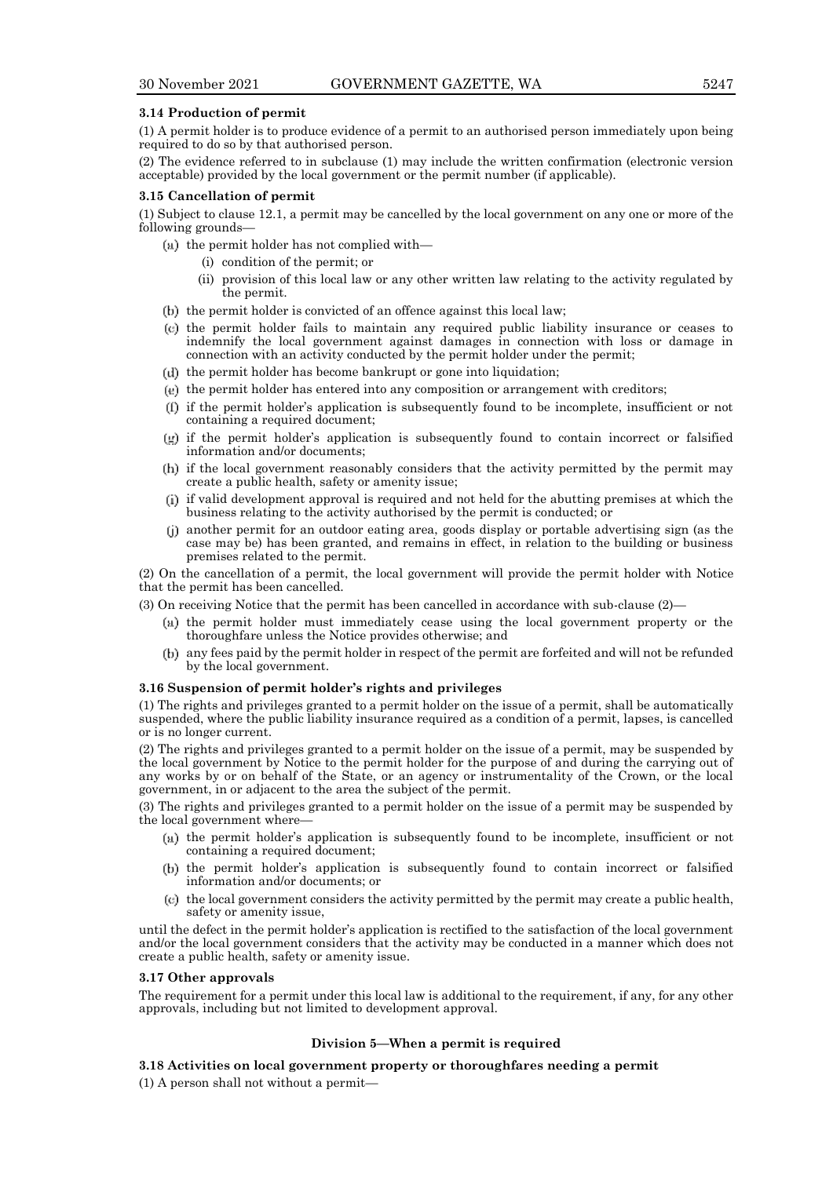**3.14 Production of permit**

(1) A permit holder is to produce evidence of a permit to an authorised person immediately upon being required to do so by that authorised person.

(2) The evidence referred to in subclause (1) may include the written confirmation (electronic version acceptable) provided by the local government or the permit number (if applicable).

**3.15 Cancellation of permit**

(1) Subject to clause 12.1, a permit may be cancelled by the local government on any one or more of the following grounds—

(a) the permit holder has not complied with—

(i) condition of the permit; or

(ii) provision of this local law or any other written law relating to the activity regulated by the permit.

(b) the permit holder is convicted of an offence against this local law;

(c) the permit holder fails to maintain any required public liability insurance or ceases to indemnify the local government against damages in connection with loss or damage in connection with an activity conducted by the permit holder under the permit;

(d) the permit holder has become bankrupt or gone into liquidation;

(e) the permit holder has entered into any composition or arrangement with creditors;

(f) if the permit holder's application is subsequently found to be incomplete, insufficient or not containing a required document;

(g) if the permit holder's application is subsequently found to contain incorrect or falsified information and/or documents;

(h) if the local government reasonably considers that the activity permitted by the permit may create a public health, safety or amenity issue;

(i) if valid development approval is required and not held for the abutting premises at which the business relating to the activity authorised by the permit is conducted; or

(j) another permit for an outdoor eating area, goods display or portable advertising sign (as the case may be) has been granted, and remains in effect, in relation to the building or business premises related to the permit.

(2) On the cancellation of a permit, the local government will provide the permit holder with Notice that the permit has been cancelled.

(3) On receiving Notice that the permit has been cancelled in accordance with sub-clause (2)—

(a) the permit holder must immediately cease using the local government property or the thoroughfare unless the Notice provides otherwise; and

(b) any fees paid by the permit holder in respect of the permit are forfeited and will not be refunded by the local government.

**3.16 Suspension of permit holder's rights and privileges**

(1) The rights and privileges granted to a permit holder on the issue of a permit, shall be automatically suspended, where the public liability insurance required as a condition of a permit, lapses, is cancelled or is no longer current.

(2) The rights and privileges granted to a permit holder on the issue of a permit, may be suspended by the local government by Notice to the permit holder for the purpose of and during the carrying out of any works by or on behalf of the State, or an agency or instrumentality of the Crown, or the local government, in or adjacent to the area the subject of the permit.

(3) The rights and privileges granted to a permit holder on the issue of a permit may be suspended by the local government where—

(a) the permit holder's application is subsequently found to be incomplete, insufficient or not containing a required document;

(b) the permit holder's application is subsequently found to contain incorrect or falsified information and/or documents; or

(c) the local government considers the activity permitted by the permit may create a public health, safety or amenity issue,

until the defect in the permit holder's application is rectified to the satisfaction of the local government and/or the local government considers that the activity may be conducted in a manner which does not create a public health, safety or amenity issue.

**3.17 Other approvals**

The requirement for a permit under this local law is additional to the requirement, if any, for any other approvals, including but not limited to development approval.

**Division 5—When a permit is required**

**3.18 Activities on local government property or thoroughfares needing a permit**

(1) A person shall not without a permit—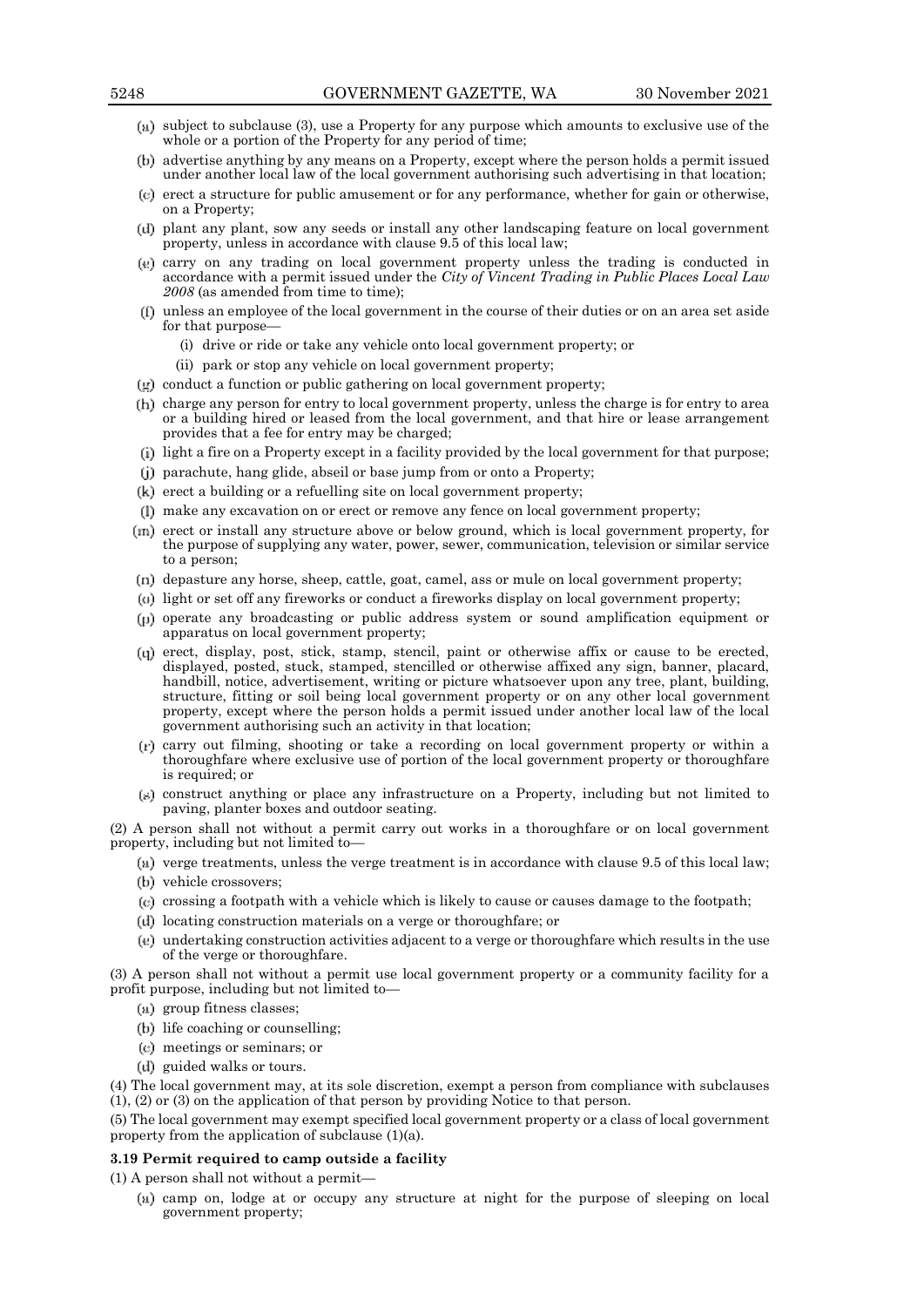(a) subject to subclause (3), use a Property for any purpose which amounts to exclusive use of the whole or a portion of the Property for any period of time;

(b) advertise anything by any means on a Property, except where the person holds a permit issued under another local law of the local government authorising such advertising in that location;

(c) erect a structure for public amusement or for any performance, whether for gain or otherwise, on a Property;

(d) plant any plant, sow any seeds or install any other landscaping feature on local government property, unless in accordance with clause 9.5 of this local law;

(e) carry on any trading on local government property unless the trading is conducted in accordance with a permit issued under the *City of Vincent Trading in Public Places Local Law 2008* (as amended from time to time);

(f) unless an employee of the local government in the course of their duties or on an area set aside for that purpose—

(i) drive or ride or take any vehicle onto local government property; or

(ii) park or stop any vehicle on local government property;

(g) conduct a function or public gathering on local government property;

(h) charge any person for entry to local government property, unless the charge is for entry to area or a building hired or leased from the local government, and that hire or lease arrangement provides that a fee for entry may be charged;

(i) light a fire on a Property except in a facility provided by the local government for that purpose;

(j) parachute, hang glide, abseil or base jump from or onto a Property;

(k) erect a building or a refuelling site on local government property;

(l) make any excavation on or erect or remove any fence on local government property;

(m) erect or install any structure above or below ground, which is local government property, for the purpose of supplying any water, power, sewer, communication, television or similar service to a person;

(n) depasture any horse, sheep, cattle, goat, camel, ass or mule on local government property;

(o) light or set off any fireworks or conduct a fireworks display on local government property;

(p) operate any broadcasting or public address system or sound amplification equipment or apparatus on local government property;

(q) erect, display, post, stick, stamp, stencil, paint or otherwise affix or cause to be erected, displayed, posted, stuck, stamped, stencilled or otherwise affixed any sign, banner, placard, handbill, notice, advertisement, writing or picture whatsoever upon any tree, plant, building, structure, fitting or soil being local government property or on any other local government property, except where the person holds a permit issued under another local law of the local government authorising such an activity in that location;

(r) carry out filming, shooting or take a recording on local government property or within a thoroughfare where exclusive use of portion of the local government property or thoroughfare is required; or

(s) construct anything or place any infrastructure on a Property, including but not limited to paving, planter boxes and outdoor seating.

(2) A person shall not without a permit carry out works in a thoroughfare or on local government property, including but not limited to—

(a) verge treatments, unless the verge treatment is in accordance with clause 9.5 of this local law;

(b) vehicle crossovers;

(c) crossing a footpath with a vehicle which is likely to cause or causes damage to the footpath;

(d) locating construction materials on a verge or thoroughfare; or

(e) undertaking construction activities adjacent to a verge or thoroughfare which results in the use of the verge or thoroughfare.

(3) A person shall not without a permit use local government property or a community facility for a profit purpose, including but not limited to—

(a) group fitness classes;

(b) life coaching or counselling;

(c) meetings or seminars; or

(d) guided walks or tours.

(4) The local government may, at its sole discretion, exempt a person from compliance with subclauses (1), (2) or (3) on the application of that person by providing Notice to that person.

(5) The local government may exempt specified local government property or a class of local government property from the application of subclause (1)(a).

**3.19 Permit required to camp outside a facility**

(1) A person shall not without a permit—

(a) camp on, lodge at or occupy any structure at night for the purpose of sleeping on local government property;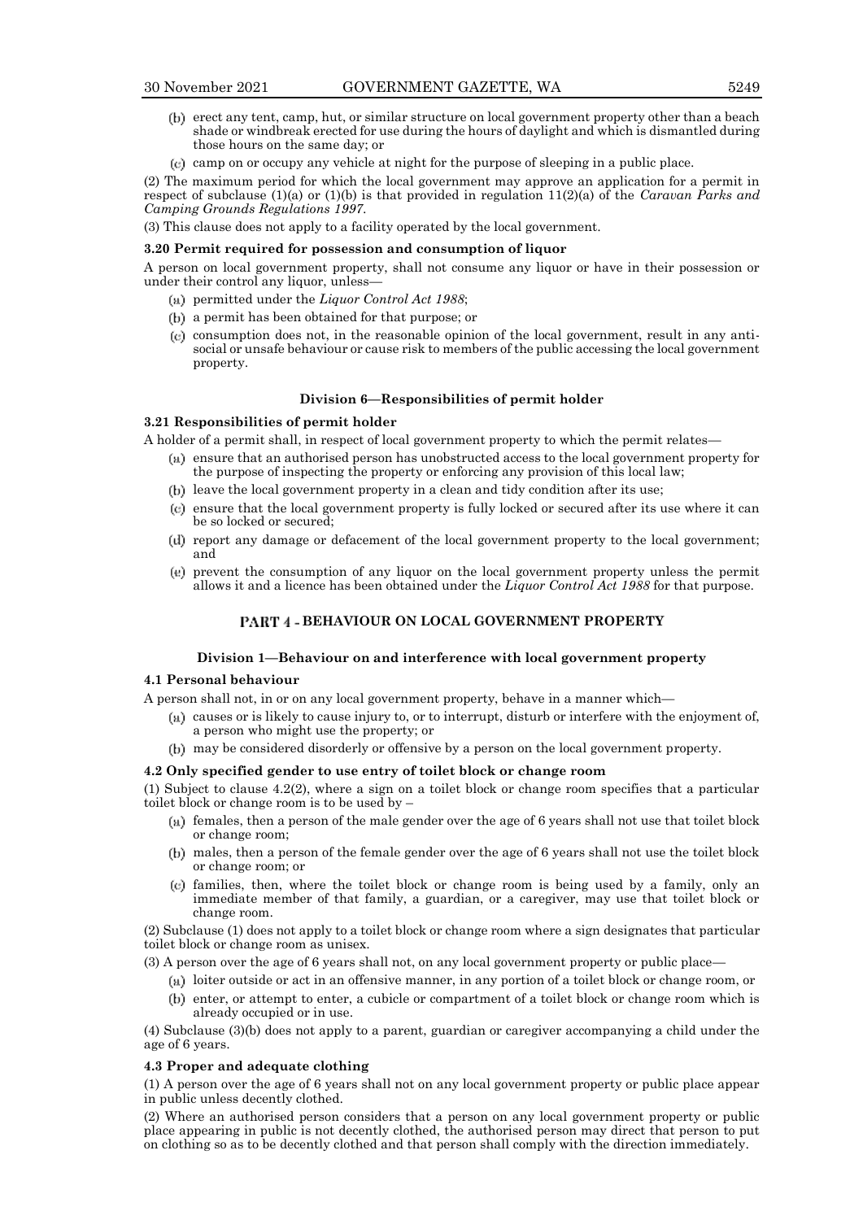(b) erect any tent, camp, hut, or similar structure on local government property other than a beach shade or windbreak erected for use during the hours of daylight and which is dismantled during those hours on the same day; or

(c) camp on or occupy any vehicle at night for the purpose of sleeping in a public place.

(2) The maximum period for which the local government may approve an application for a permit in respect of subclause (1)(a) or (1)(b) is that provided in regulation 11(2)(a) of the *Caravan Parks and Camping Grounds Regulations 1997*.

(3) This clause does not apply to a facility operated by the local government.

**3.20 Permit required for possession and consumption of liquor**

A person on local government property, shall not consume any liquor or have in their possession or under their control any liquor, unless—

(a) permitted under the *Liquor Control Act 1988*;

(b) a permit has been obtained for that purpose; or

(c) consumption does not, in the reasonable opinion of the local government, result in any anti-social or unsafe behaviour or cause risk to members of the public accessing the local government property.

### Division 6—Responsibilities of permit holder

**3.21 Responsibilities of permit holder**

A holder of a permit shall, in respect of local government property to which the permit relates—

(a) ensure that an authorised person has unobstructed access to the local government property for the purpose of inspecting the property or enforcing any provision of this local law;

(b) leave the local government property in a clean and tidy condition after its use;

(c) ensure that the local government property is fully locked or secured after its use where it can be so locked or secured;

(d) report any damage or defacement of the local government property to the local government; and

(e) prevent the consumption of any liquor on the local government property unless the permit allows it and a licence has been obtained under the *Liquor Control Act 1988* for that purpose.

## PART 4 - BEHAVIOUR ON LOCAL GOVERNMENT PROPERTY

### Division 1—Behaviour on and interference with local government property

**4.1 Personal behaviour**

A person shall not, in or on any local government property, behave in a manner which—

(a) causes or is likely to cause injury to, or to interrupt, disturb or interfere with the enjoyment of, a person who might use the property; or

(b) may be considered disorderly or offensive by a person on the local government property.

**4.2 Only specified gender to use entry of toilet block or change room**

(1) Subject to clause 4.2(2), where a sign on a toilet block or change room specifies that a particular toilet block or change room is to be used by –

(a) females, then a person of the male gender over the age of 6 years shall not use that toilet block or change room;

(b) males, then a person of the female gender over the age of 6 years shall not use the toilet block or change room; or

(c) families, then, where the toilet block or change room is being used by a family, only an immediate member of that family, a guardian, or a caregiver, may use that toilet block or change room.

(2) Subclause (1) does not apply to a toilet block or change room where a sign designates that particular toilet block or change room as unisex.

(3) A person over the age of 6 years shall not, on any local government property or public place—

(a) loiter outside or act in an offensive manner, in any portion of a toilet block or change room, or

(b) enter, or attempt to enter, a cubicle or compartment of a toilet block or change room which is already occupied or in use.

(4) Subclause (3)(b) does not apply to a parent, guardian or caregiver accompanying a child under the age of 6 years.

**4.3 Proper and adequate clothing**

(1) A person over the age of 6 years shall not on any local government property or public place appear in public unless decently clothed.

(2) Where an authorised person considers that a person on any local government property or public place appearing in public is not decently clothed, the authorised person may direct that person to put on clothing so as to be decently clothed and that person shall comply with the direction immediately.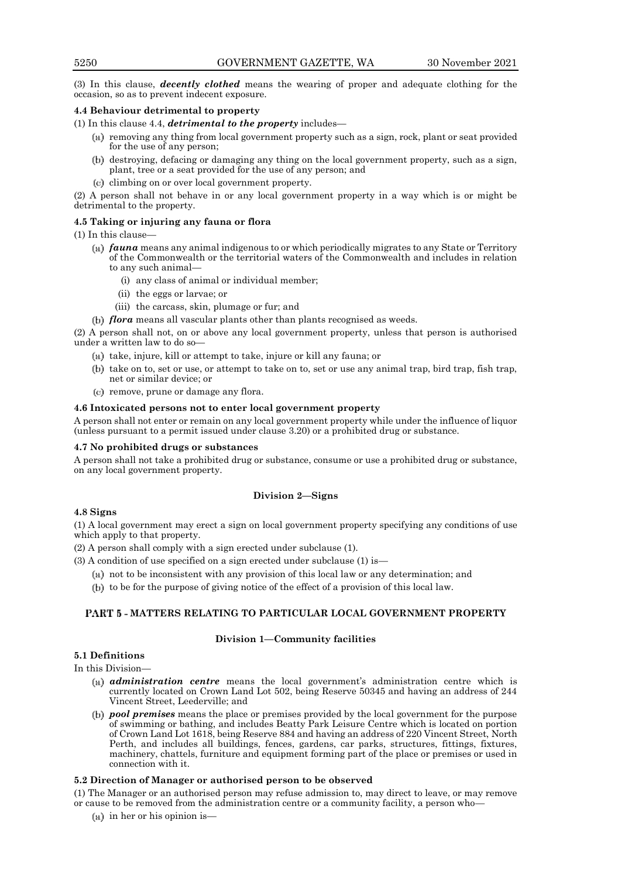(3) In this clause, ***decently clothed*** means the wearing of proper and adequate clothing for the occasion, so as to prevent indecent exposure.

**4.4 Behaviour detrimental to property**

(1) In this clause 4.4, ***detrimental to the property*** includes—

(a) removing any thing from local government property such as a sign, rock, plant or seat provided for the use of any person;

(b) destroying, defacing or damaging any thing on the local government property, such as a sign, plant, tree or a seat provided for the use of any person; and

(c) climbing on or over local government property.

(2) A person shall not behave in or any local government property in a way which is or might be detrimental to the property.

**4.5 Taking or injuring any fauna or flora**

(1) In this clause—

(a) ***fauna*** means any animal indigenous to or which periodically migrates to any State or Territory of the Commonwealth or the territorial waters of the Commonwealth and includes in relation to any such animal—

(i) any class of animal or individual member;

(ii) the eggs or larvae; or

(iii) the carcass, skin, plumage or fur; and

(b) ***flora*** means all vascular plants other than plants recognised as weeds.

(2) A person shall not, on or above any local government property, unless that person is authorised under a written law to do so—

(a) take, injure, kill or attempt to take, injure or kill any fauna; or

(b) take on to, set or use, or attempt to take on to, set or use any animal trap, bird trap, fish trap, net or similar device; or

(c) remove, prune or damage any flora.

**4.6 Intoxicated persons not to enter local government property**

A person shall not enter or remain on any local government property while under the influence of liquor (unless pursuant to a permit issued under clause 3.20) or a prohibited drug or substance.

**4.7 No prohibited drugs or substances**

A person shall not take a prohibited drug or substance, consume or use a prohibited drug or substance, on any local government property.

### Division 2—Signs

**4.8 Signs**

(1) A local government may erect a sign on local government property specifying any conditions of use which apply to that property.

(2) A person shall comply with a sign erected under subclause (1).

(3) A condition of use specified on a sign erected under subclause (1) is—

(a) not to be inconsistent with any provision of this local law or any determination; and

(b) to be for the purpose of giving notice of the effect of a provision of this local law.

## PART 5 - MATTERS RELATING TO PARTICULAR LOCAL GOVERNMENT PROPERTY

### Division 1—Community facilities

**5.1 Definitions**

In this Division—

(a) ***administration centre*** means the local government's administration centre which is currently located on Crown Land Lot 502, being Reserve 50345 and having an address of 244 Vincent Street, Leederville; and

(b) ***pool premises*** means the place or premises provided by the local government for the purpose of swimming or bathing, and includes Beatty Park Leisure Centre which is located on portion of Crown Land Lot 1618, being Reserve 884 and having an address of 220 Vincent Street, North Perth, and includes all buildings, fences, gardens, car parks, structures, fittings, fixtures, machinery, chattels, furniture and equipment forming part of the place or premises or used in connection with it.

**5.2 Direction of Manager or authorised person to be observed**

(1) The Manager or an authorised person may refuse admission to, may direct to leave, or may remove or cause to be removed from the administration centre or a community facility, a person who—

(a) in her or his opinion is—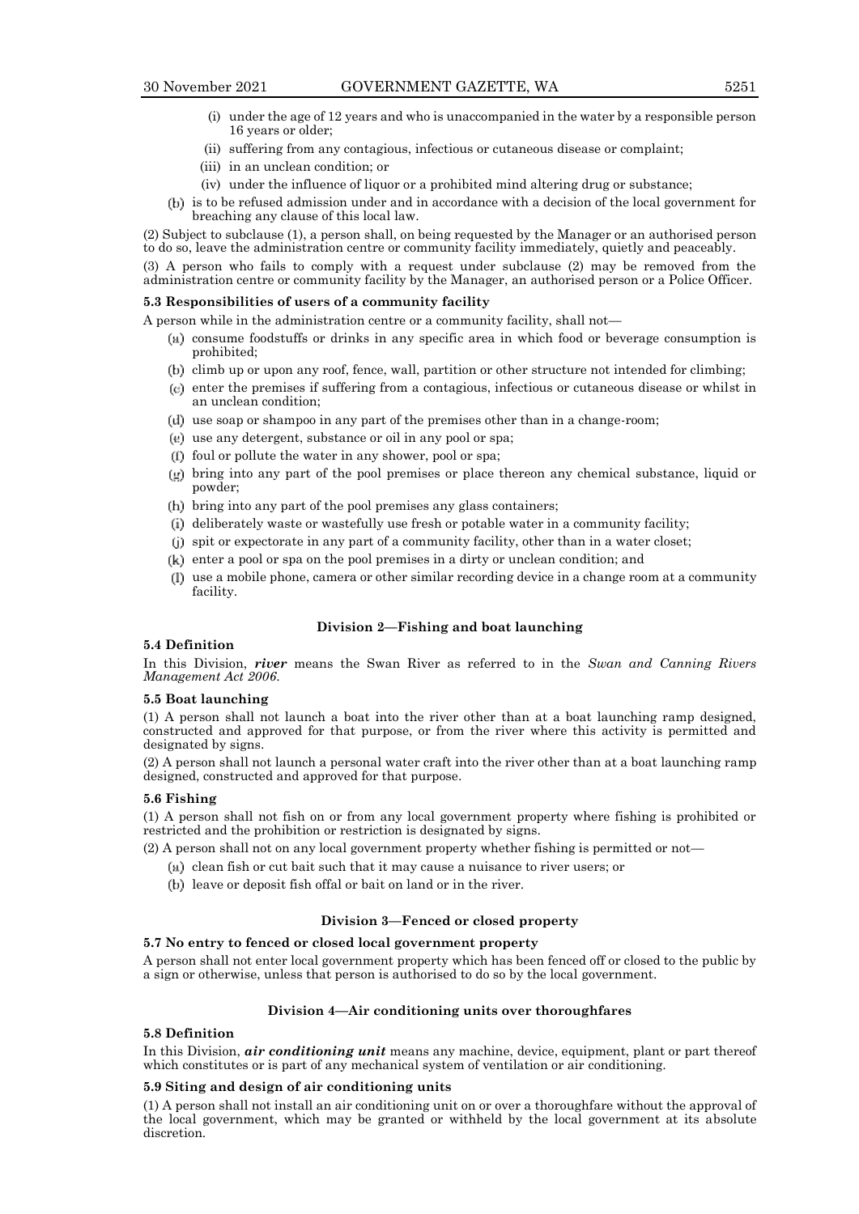(i) under the age of 12 years and who is unaccompanied in the water by a responsible person 16 years or older;

(ii) suffering from any contagious, infectious or cutaneous disease or complaint;

(iii) in an unclean condition; or

(iv) under the influence of liquor or a prohibited mind altering drug or substance;

(b) is to be refused admission under and in accordance with a decision of the local government for breaching any clause of this local law.

(2) Subject to subclause (1), a person shall, on being requested by the Manager or an authorised person to do so, leave the administration centre or community facility immediately, quietly and peaceably.

(3) A person who fails to comply with a request under subclause (2) may be removed from the administration centre or community facility by the Manager, an authorised person or a Police Officer.

**5.3 Responsibilities of users of a community facility**

A person while in the administration centre or a community facility, shall not—

(a) consume foodstuffs or drinks in any specific area in which food or beverage consumption is prohibited;

(b) climb up or upon any roof, fence, wall, partition or other structure not intended for climbing;

(c) enter the premises if suffering from a contagious, infectious or cutaneous disease or whilst in an unclean condition;

(d) use soap or shampoo in any part of the premises other than in a change-room;

(e) use any detergent, substance or oil in any pool or spa;

(f) foul or pollute the water in any shower, pool or spa;

(g) bring into any part of the pool premises or place thereon any chemical substance, liquid or powder;

(h) bring into any part of the pool premises any glass containers;

(i) deliberately waste or wastefully use fresh or potable water in a community facility;

(j) spit or expectorate in any part of a community facility, other than in a water closet;

(k) enter a pool or spa on the pool premises in a dirty or unclean condition; and

(l) use a mobile phone, camera or other similar recording device in a change room at a community facility.

**Division 2—Fishing and boat launching**

**5.4 Definition**

In this Division, ***river*** means the Swan River as referred to in the *Swan and Canning Rivers Management Act 2006*.

**5.5 Boat launching**

(1) A person shall not launch a boat into the river other than at a boat launching ramp designed, constructed and approved for that purpose, or from the river where this activity is permitted and designated by signs.

(2) A person shall not launch a personal water craft into the river other than at a boat launching ramp designed, constructed and approved for that purpose.

**5.6 Fishing**

(1) A person shall not fish on or from any local government property where fishing is prohibited or restricted and the prohibition or restriction is designated by signs.

(2) A person shall not on any local government property whether fishing is permitted or not—

(a) clean fish or cut bait such that it may cause a nuisance to river users; or

(b) leave or deposit fish offal or bait on land or in the river.

**Division 3—Fenced or closed property**

**5.7 No entry to fenced or closed local government property**

A person shall not enter local government property which has been fenced off or closed to the public by a sign or otherwise, unless that person is authorised to do so by the local government.

**Division 4—Air conditioning units over thoroughfares**

**5.8 Definition**

In this Division, ***air conditioning unit*** means any machine, device, equipment, plant or part thereof which constitutes or is part of any mechanical system of ventilation or air conditioning.

**5.9 Siting and design of air conditioning units**

(1) A person shall not install an air conditioning unit on or over a thoroughfare without the approval of the local government, which may be granted or withheld by the local government at its absolute discretion.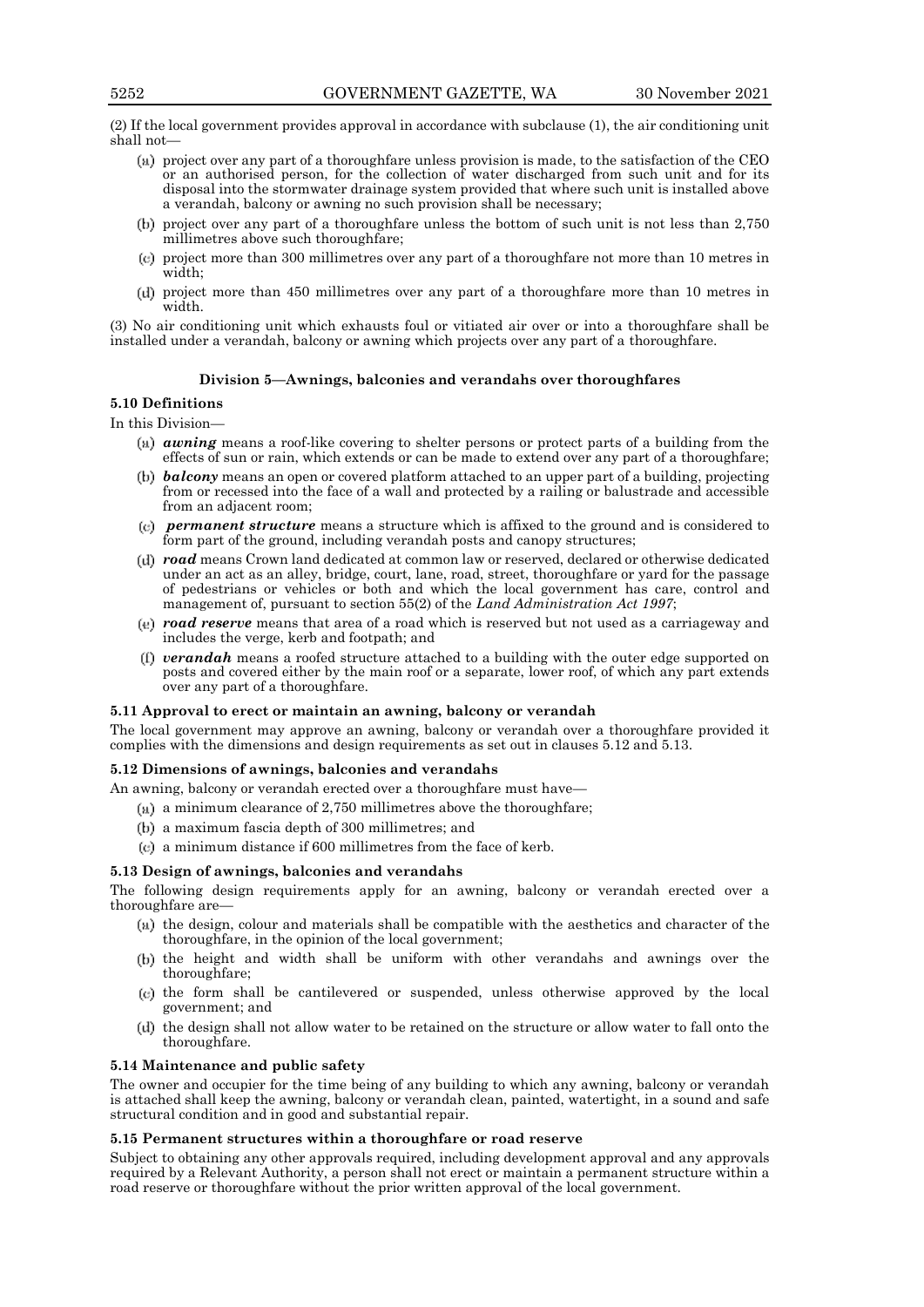(2) If the local government provides approval in accordance with subclause (1), the air conditioning unit shall not—

(a) project over any part of a thoroughfare unless provision is made, to the satisfaction of the CEO or an authorised person, for the collection of water discharged from such unit and for its disposal into the stormwater drainage system provided that where such unit is installed above a verandah, balcony or awning no such provision shall be necessary;

(b) project over any part of a thoroughfare unless the bottom of such unit is not less than 2,750 millimetres above such thoroughfare;

(c) project more than 300 millimetres over any part of a thoroughfare not more than 10 metres in width;

(d) project more than 450 millimetres over any part of a thoroughfare more than 10 metres in width.

(3) No air conditioning unit which exhausts foul or vitiated air over or into a thoroughfare shall be installed under a verandah, balcony or awning which projects over any part of a thoroughfare.

### Division 5—Awnings, balconies and verandahs over thoroughfares

**5.10 Definitions**

In this Division—

(a) ***awning*** means a roof-like covering to shelter persons or protect parts of a building from the effects of sun or rain, which extends or can be made to extend over any part of a thoroughfare;

(b) ***balcony*** means an open or covered platform attached to an upper part of a building, projecting from or recessed into the face of a wall and protected by a railing or balustrade and accessible from an adjacent room;

(c) ***permanent structure*** means a structure which is affixed to the ground and is considered to form part of the ground, including verandah posts and canopy structures;

(d) ***road*** means Crown land dedicated at common law or reserved, declared or otherwise dedicated under an act as an alley, bridge, court, lane, road, street, thoroughfare or yard for the passage of pedestrians or vehicles or both and which the local government has care, control and management of, pursuant to section 55(2) of the *Land Administration Act 1997*;

(e) ***road reserve*** means that area of a road which is reserved but not used as a carriageway and includes the verge, kerb and footpath; and

(f) ***verandah*** means a roofed structure attached to a building with the outer edge supported on posts and covered either by the main roof or a separate, lower roof, of which any part extends over any part of a thoroughfare.

**5.11 Approval to erect or maintain an awning, balcony or verandah**

The local government may approve an awning, balcony or verandah over a thoroughfare provided it complies with the dimensions and design requirements as set out in clauses 5.12 and 5.13.

**5.12 Dimensions of awnings, balconies and verandahs**

An awning, balcony or verandah erected over a thoroughfare must have—

(a) a minimum clearance of 2,750 millimetres above the thoroughfare;

(b) a maximum fascia depth of 300 millimetres; and

(c) a minimum distance if 600 millimetres from the face of kerb.

**5.13 Design of awnings, balconies and verandahs**

The following design requirements apply for an awning, balcony or verandah erected over a thoroughfare are—

(a) the design, colour and materials shall be compatible with the aesthetics and character of the thoroughfare, in the opinion of the local government;

(b) the height and width shall be uniform with other verandahs and awnings over the thoroughfare;

(c) the form shall be cantilevered or suspended, unless otherwise approved by the local government; and

(d) the design shall not allow water to be retained on the structure or allow water to fall onto the thoroughfare.

**5.14 Maintenance and public safety**

The owner and occupier for the time being of any building to which any awning, balcony or verandah is attached shall keep the awning, balcony or verandah clean, painted, watertight, in a sound and safe structural condition and in good and substantial repair.

**5.15 Permanent structures within a thoroughfare or road reserve**

Subject to obtaining any other approvals required, including development approval and any approvals required by a Relevant Authority, a person shall not erect or maintain a permanent structure within a road reserve or thoroughfare without the prior written approval of the local government.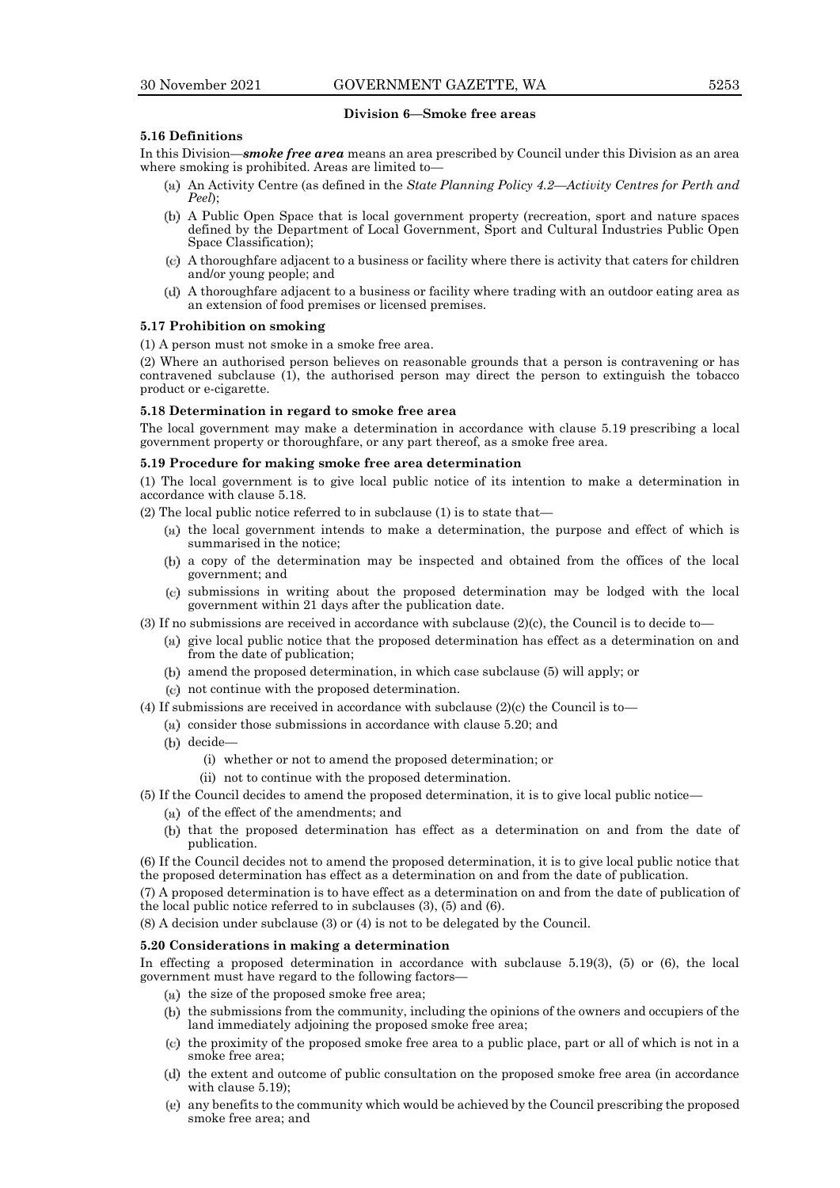## Division 6—Smoke free areas

### 5.16 Definitions

In this Division—***smoke free area*** means an area prescribed by Council under this Division as an area where smoking is prohibited. Areas are limited to—

- (a) An Activity Centre (as defined in the *State Planning Policy 4.2—Activity Centres for Perth and Peel*);
- (b) A Public Open Space that is local government property (recreation, sport and nature spaces defined by the Department of Local Government, Sport and Cultural Industries Public Open Space Classification);
- (c) A thoroughfare adjacent to a business or facility where there is activity that caters for children and/or young people; and
- (d) A thoroughfare adjacent to a business or facility where trading with an outdoor eating area as an extension of food premises or licensed premises.

### 5.17 Prohibition on smoking

(1) A person must not smoke in a smoke free area.

(2) Where an authorised person believes on reasonable grounds that a person is contravening or has contravened subclause (1), the authorised person may direct the person to extinguish the tobacco product or e-cigarette.

### 5.18 Determination in regard to smoke free area

The local government may make a determination in accordance with clause 5.19 prescribing a local government property or thoroughfare, or any part thereof, as a smoke free area.

### 5.19 Procedure for making smoke free area determination

(1) The local government is to give local public notice of its intention to make a determination in accordance with clause 5.18.

(2) The local public notice referred to in subclause (1) is to state that—

- (a) the local government intends to make a determination, the purpose and effect of which is summarised in the notice;
- (b) a copy of the determination may be inspected and obtained from the offices of the local government; and
- (c) submissions in writing about the proposed determination may be lodged with the local government within 21 days after the publication date.

(3) If no submissions are received in accordance with subclause (2)(c), the Council is to decide to—

- (a) give local public notice that the proposed determination has effect as a determination on and from the date of publication;
- (b) amend the proposed determination, in which case subclause (5) will apply; or
- (c) not continue with the proposed determination.

(4) If submissions are received in accordance with subclause (2)(c) the Council is to—

- (a) consider those submissions in accordance with clause 5.20; and
- (b) decide—
  - (i) whether or not to amend the proposed determination; or
  - (ii) not to continue with the proposed determination.

(5) If the Council decides to amend the proposed determination, it is to give local public notice—

- (a) of the effect of the amendments; and
- (b) that the proposed determination has effect as a determination on and from the date of publication.

(6) If the Council decides not to amend the proposed determination, it is to give local public notice that the proposed determination has effect as a determination on and from the date of publication.

(7) A proposed determination is to have effect as a determination on and from the date of publication of the local public notice referred to in subclauses (3), (5) and (6).

(8) A decision under subclause (3) or (4) is not to be delegated by the Council.

### 5.20 Considerations in making a determination

In effecting a proposed determination in accordance with subclause 5.19(3), (5) or (6), the local government must have regard to the following factors—

- (a) the size of the proposed smoke free area;
- (b) the submissions from the community, including the opinions of the owners and occupiers of the land immediately adjoining the proposed smoke free area;
- (c) the proximity of the proposed smoke free area to a public place, part or all of which is not in a smoke free area;
- (d) the extent and outcome of public consultation on the proposed smoke free area (in accordance with clause 5.19);
- (e) any benefits to the community which would be achieved by the Council prescribing the proposed smoke free area; and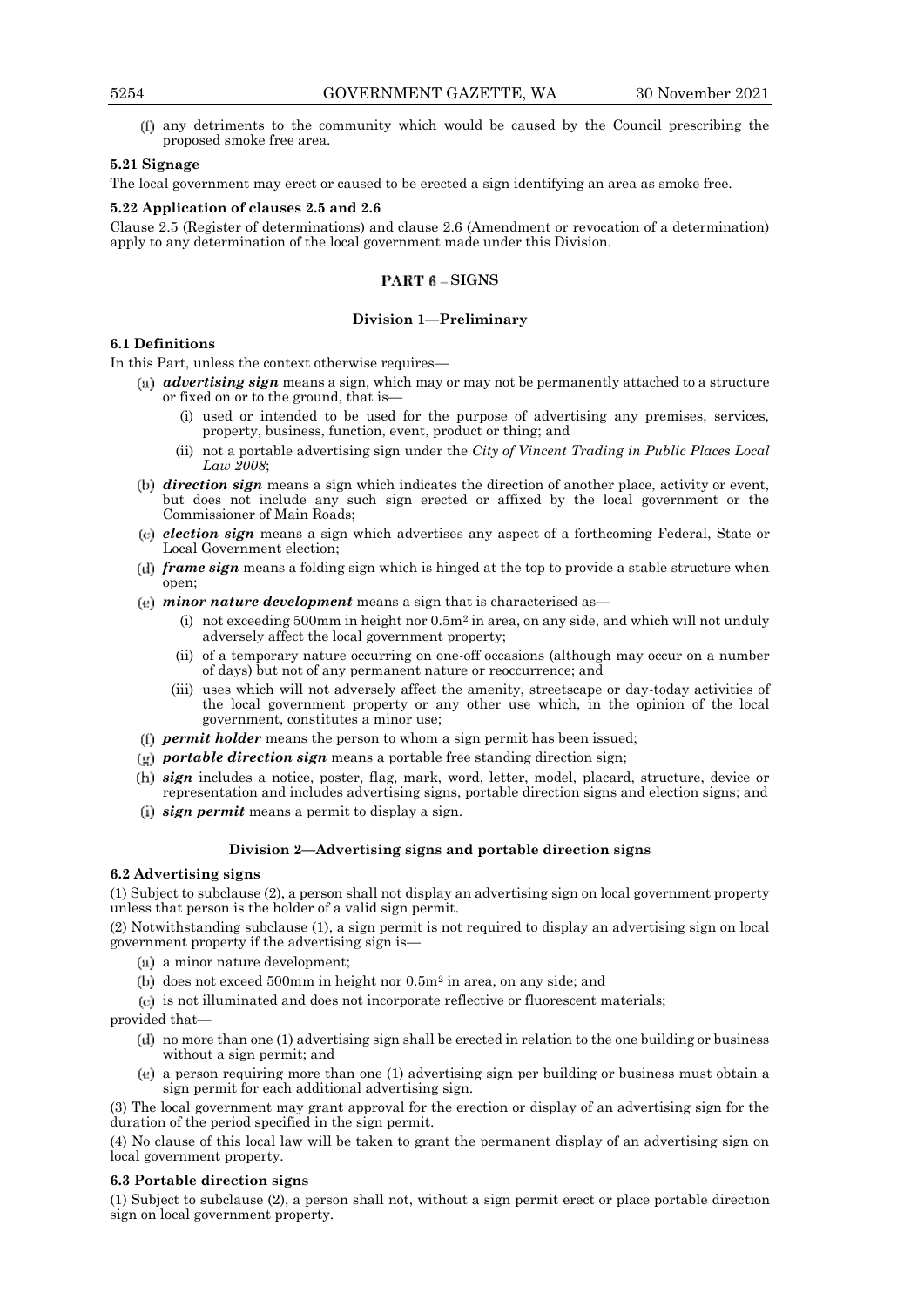(f) any detriments to the community which would be caused by the Council prescribing the proposed smoke free area.

**5.21 Signage**

The local government may erect or caused to be erected a sign identifying an area as smoke free.

**5.22 Application of clauses 2.5 and 2.6**

Clause 2.5 (Register of determinations) and clause 2.6 (Amendment or revocation of a determination) apply to any determination of the local government made under this Division.

## PART 6 – SIGNS

### Division 1—Preliminary

**6.1 Definitions**

In this Part, unless the context otherwise requires—

(a) ***advertising sign*** means a sign, which may or may not be permanently attached to a structure or fixed on or to the ground, that is—

(i) used or intended to be used for the purpose of advertising any premises, services, property, business, function, event, product or thing; and

(ii) not a portable advertising sign under the *City of Vincent Trading in Public Places Local Law 2008*;

(b) ***direction sign*** means a sign which indicates the direction of another place, activity or event, but does not include any such sign erected or affixed by the local government or the Commissioner of Main Roads;

(c) ***election sign*** means a sign which advertises any aspect of a forthcoming Federal, State or Local Government election;

(d) ***frame sign*** means a folding sign which is hinged at the top to provide a stable structure when open;

(e) ***minor nature development*** means a sign that is characterised as—

(i) not exceeding 500mm in height nor 0.5m$^2$ in area, on any side, and which will not unduly adversely affect the local government property;

(ii) of a temporary nature occurring on one-off occasions (although may occur on a number of days) but not of any permanent nature or reoccurrence; and

(iii) uses which will not adversely affect the amenity, streetscape or day-today activities of the local government property or any other use which, in the opinion of the local government, constitutes a minor use;

(f) ***permit holder*** means the person to whom a sign permit has been issued;

(g) ***portable direction sign*** means a portable free standing direction sign;

(h) ***sign*** includes a notice, poster, flag, mark, word, letter, model, placard, structure, device or representation and includes advertising signs, portable direction signs and election signs; and

(i) ***sign permit*** means a permit to display a sign.

### Division 2—Advertising signs and portable direction signs

**6.2 Advertising signs**

(1) Subject to subclause (2), a person shall not display an advertising sign on local government property unless that person is the holder of a valid sign permit.

(2) Notwithstanding subclause (1), a sign permit is not required to display an advertising sign on local government property if the advertising sign is—

(a) a minor nature development;

(b) does not exceed 500mm in height nor 0.5m$^2$ in area, on any side; and

(c) is not illuminated and does not incorporate reflective or fluorescent materials;

provided that—

(d) no more than one (1) advertising sign shall be erected in relation to the one building or business without a sign permit; and

(e) a person requiring more than one (1) advertising sign per building or business must obtain a sign permit for each additional advertising sign.

(3) The local government may grant approval for the erection or display of an advertising sign for the duration of the period specified in the sign permit.

(4) No clause of this local law will be taken to grant the permanent display of an advertising sign on local government property.

**6.3 Portable direction signs**

(1) Subject to subclause (2), a person shall not, without a sign permit erect or place portable direction sign on local government property.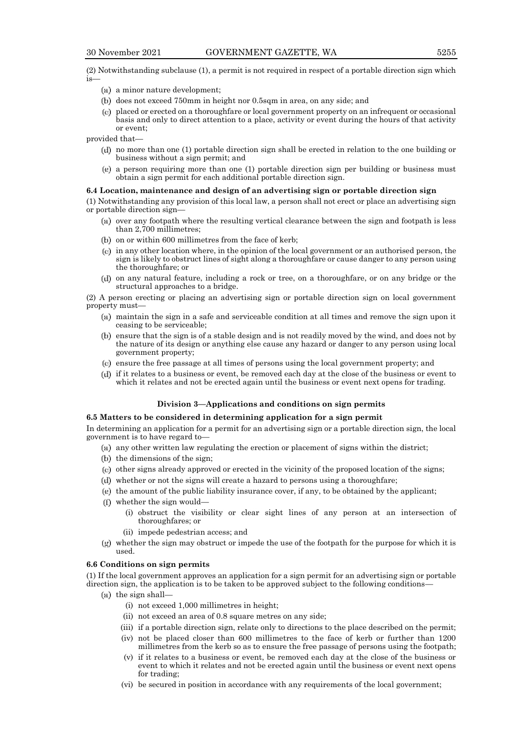(2) Notwithstanding subclause (1), a permit is not required in respect of a portable direction sign which is—

(a) a minor nature development;

(b) does not exceed 750mm in height nor 0.5sqm in area, on any side; and

(c) placed or erected on a thoroughfare or local government property on an infrequent or occasional basis and only to direct attention to a place, activity or event during the hours of that activity or event;

provided that—

(d) no more than one (1) portable direction sign shall be erected in relation to the one building or business without a sign permit; and

(e) a person requiring more than one (1) portable direction sign per building or business must obtain a sign permit for each additional portable direction sign.

**6.4 Location, maintenance and design of an advertising sign or portable direction sign**

(1) Notwithstanding any provision of this local law, a person shall not erect or place an advertising sign or portable direction sign—

(a) over any footpath where the resulting vertical clearance between the sign and footpath is less than 2,700 millimetres;

(b) on or within 600 millimetres from the face of kerb;

(c) in any other location where, in the opinion of the local government or an authorised person, the sign is likely to obstruct lines of sight along a thoroughfare or cause danger to any person using the thoroughfare; or

(d) on any natural feature, including a rock or tree, on a thoroughfare, or on any bridge or the structural approaches to a bridge.

(2) A person erecting or placing an advertising sign or portable direction sign on local government property must—

(a) maintain the sign in a safe and serviceable condition at all times and remove the sign upon it ceasing to be serviceable;

(b) ensure that the sign is of a stable design and is not readily moved by the wind, and does not by the nature of its design or anything else cause any hazard or danger to any person using local government property;

(c) ensure the free passage at all times of persons using the local government property; and

(d) if it relates to a business or event, be removed each day at the close of the business or event to which it relates and not be erected again until the business or event next opens for trading.

**Division 3—Applications and conditions on sign permits**

**6.5 Matters to be considered in determining application for a sign permit**

In determining an application for a permit for an advertising sign or a portable direction sign, the local government is to have regard to—

(a) any other written law regulating the erection or placement of signs within the district;

(b) the dimensions of the sign;

(c) other signs already approved or erected in the vicinity of the proposed location of the signs;

(d) whether or not the signs will create a hazard to persons using a thoroughfare;

(e) the amount of the public liability insurance cover, if any, to be obtained by the applicant;

(f) whether the sign would—

   (i) obstruct the visibility or clear sight lines of any person at an intersection of thoroughfares; or

   (ii) impede pedestrian access; and

(g) whether the sign may obstruct or impede the use of the footpath for the purpose for which it is used.

**6.6 Conditions on sign permits**

(1) If the local government approves an application for a sign permit for an advertising sign or portable direction sign, the application is to be taken to be approved subject to the following conditions—

(a) the sign shall—

   (i) not exceed 1,000 millimetres in height;

   (ii) not exceed an area of 0.8 square metres on any side;

   (iii) if a portable direction sign, relate only to directions to the place described on the permit;

   (iv) not be placed closer than 600 millimetres to the face of kerb or further than 1200 millimetres from the kerb so as to ensure the free passage of persons using the footpath;

   (v) if it relates to a business or event, be removed each day at the close of the business or event to which it relates and not be erected again until the business or event next opens for trading;

   (vi) be secured in position in accordance with any requirements of the local government;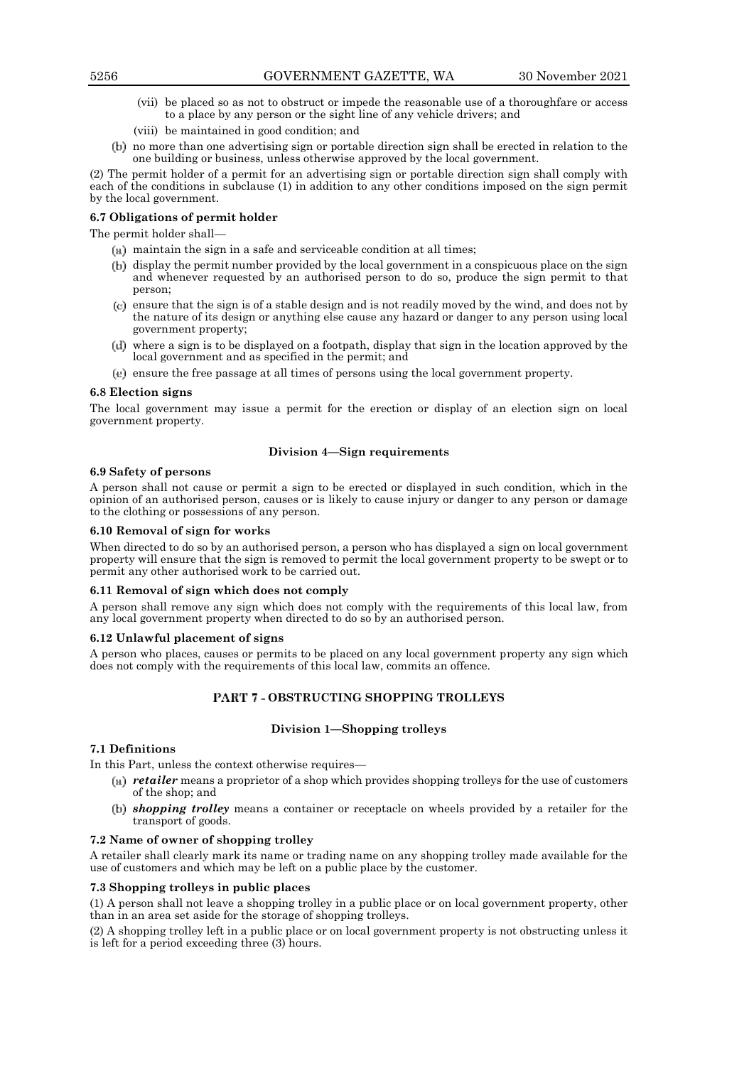(vii) be placed so as not to obstruct or impede the reasonable use of a thoroughfare or access to a place by any person or the sight line of any vehicle drivers; and

(viii) be maintained in good condition; and

(b) no more than one advertising sign or portable direction sign shall be erected in relation to the one building or business, unless otherwise approved by the local government.

(2) The permit holder of a permit for an advertising sign or portable direction sign shall comply with each of the conditions in subclause (1) in addition to any other conditions imposed on the sign permit by the local government.

**6.7 Obligations of permit holder**

The permit holder shall—

(a) maintain the sign in a safe and serviceable condition at all times;

(b) display the permit number provided by the local government in a conspicuous place on the sign and whenever requested by an authorised person to do so, produce the sign permit to that person;

(c) ensure that the sign is of a stable design and is not readily moved by the wind, and does not by the nature of its design or anything else cause any hazard or danger to any person using local government property;

(d) where a sign is to be displayed on a footpath, display that sign in the location approved by the local government and as specified in the permit; and

(e) ensure the free passage at all times of persons using the local government property.

**6.8 Election signs**

The local government may issue a permit for the erection or display of an election sign on local government property.

**Division 4—Sign requirements**

**6.9 Safety of persons**

A person shall not cause or permit a sign to be erected or displayed in such condition, which in the opinion of an authorised person, causes or is likely to cause injury or danger to any person or damage to the clothing or possessions of any person.

**6.10 Removal of sign for works**

When directed to do so by an authorised person, a person who has displayed a sign on local government property will ensure that the sign is removed to permit the local government property to be swept or to permit any other authorised work to be carried out.

**6.11 Removal of sign which does not comply**

A person shall remove any sign which does not comply with the requirements of this local law, from any local government property when directed to do so by an authorised person.

**6.12 Unlawful placement of signs**

A person who places, causes or permits to be placed on any local government property any sign which does not comply with the requirements of this local law, commits an offence.

## PART 7 - OBSTRUCTING SHOPPING TROLLEYS

**Division 1—Shopping trolleys**

**7.1 Definitions**

In this Part, unless the context otherwise requires—

(a) ***retailer*** means a proprietor of a shop which provides shopping trolleys for the use of customers of the shop; and

(b) ***shopping trolley*** means a container or receptacle on wheels provided by a retailer for the transport of goods.

**7.2 Name of owner of shopping trolley**

A retailer shall clearly mark its name or trading name on any shopping trolley made available for the use of customers and which may be left on a public place by the customer.

**7.3 Shopping trolleys in public places**

(1) A person shall not leave a shopping trolley in a public place or on local government property, other than in an area set aside for the storage of shopping trolleys.

(2) A shopping trolley left in a public place or on local government property is not obstructing unless it is left for a period exceeding three (3) hours.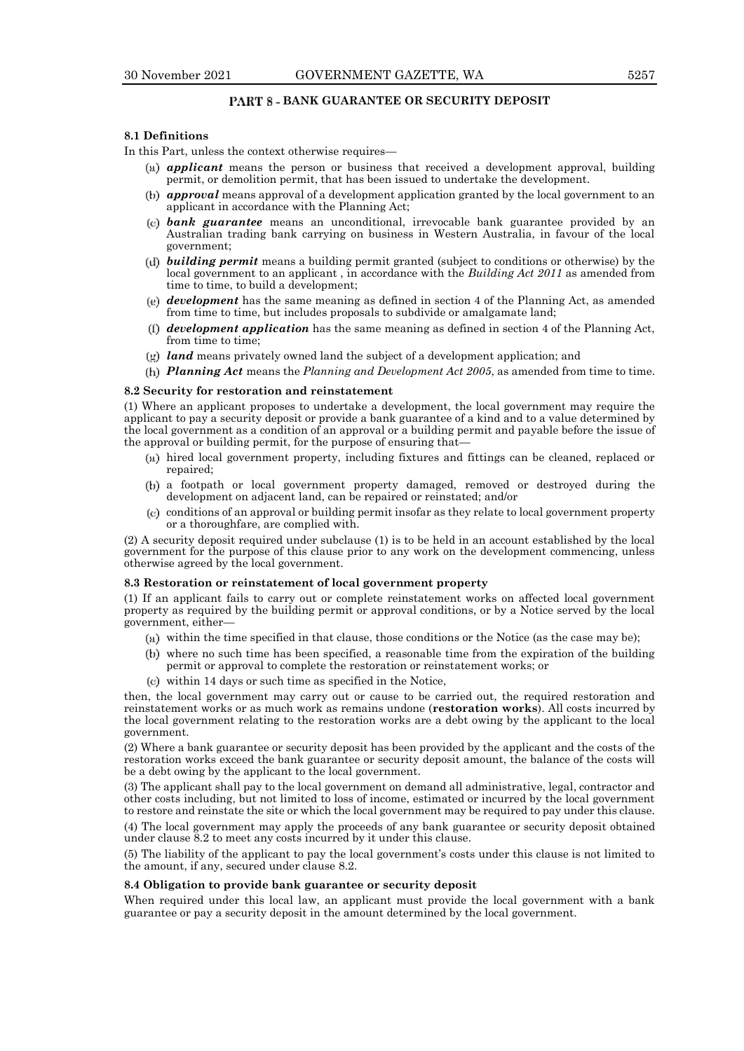## PART 8 - BANK GUARANTEE OR SECURITY DEPOSIT

### 8.1 Definitions

In this Part, unless the context otherwise requires—

(a) ***applicant*** means the person or business that received a development approval, building permit, or demolition permit, that has been issued to undertake the development.

(b) ***approval*** means approval of a development application granted by the local government to an applicant in accordance with the Planning Act;

(c) ***bank guarantee*** means an unconditional, irrevocable bank guarantee provided by an Australian trading bank carrying on business in Western Australia, in favour of the local government;

(d) ***building permit*** means a building permit granted (subject to conditions or otherwise) by the local government to an applicant , in accordance with the *Building Act 2011* as amended from time to time, to build a development;

(e) ***development*** has the same meaning as defined in section 4 of the Planning Act, as amended from time to time, but includes proposals to subdivide or amalgamate land;

(f) ***development application*** has the same meaning as defined in section 4 of the Planning Act, from time to time;

(g) ***land*** means privately owned land the subject of a development application; and

(h) ***Planning Act*** means the *Planning and Development Act 2005*, as amended from time to time.

### 8.2 Security for restoration and reinstatement

(1) Where an applicant proposes to undertake a development, the local government may require the applicant to pay a security deposit or provide a bank guarantee of a kind and to a value determined by the local government as a condition of an approval or a building permit and payable before the issue of the approval or building permit, for the purpose of ensuring that—

(a) hired local government property, including fixtures and fittings can be cleaned, replaced or repaired;

(b) a footpath or local government property damaged, removed or destroyed during the development on adjacent land, can be repaired or reinstated; and/or

(c) conditions of an approval or building permit insofar as they relate to local government property or a thoroughfare, are complied with.

(2) A security deposit required under subclause (1) is to be held in an account established by the local government for the purpose of this clause prior to any work on the development commencing, unless otherwise agreed by the local government.

### 8.3 Restoration or reinstatement of local government property

(1) If an applicant fails to carry out or complete reinstatement works on affected local government property as required by the building permit or approval conditions, or by a Notice served by the local government, either—

(a) within the time specified in that clause, those conditions or the Notice (as the case may be);

(b) where no such time has been specified, a reasonable time from the expiration of the building permit or approval to complete the restoration or reinstatement works; or

(c) within 14 days or such time as specified in the Notice,

then, the local government may carry out or cause to be carried out, the required restoration and reinstatement works or as much work as remains undone (**restoration works**). All costs incurred by the local government relating to the restoration works are a debt owing by the applicant to the local government.

(2) Where a bank guarantee or security deposit has been provided by the applicant and the costs of the restoration works exceed the bank guarantee or security deposit amount, the balance of the costs will be a debt owing by the applicant to the local government.

(3) The applicant shall pay to the local government on demand all administrative, legal, contractor and other costs including, but not limited to loss of income, estimated or incurred by the local government to restore and reinstate the site or which the local government may be required to pay under this clause.

(4) The local government may apply the proceeds of any bank guarantee or security deposit obtained under clause 8.2 to meet any costs incurred by it under this clause.

(5) The liability of the applicant to pay the local government's costs under this clause is not limited to the amount, if any, secured under clause 8.2.

### 8.4 Obligation to provide bank guarantee or security deposit

When required under this local law, an applicant must provide the local government with a bank guarantee or pay a security deposit in the amount determined by the local government.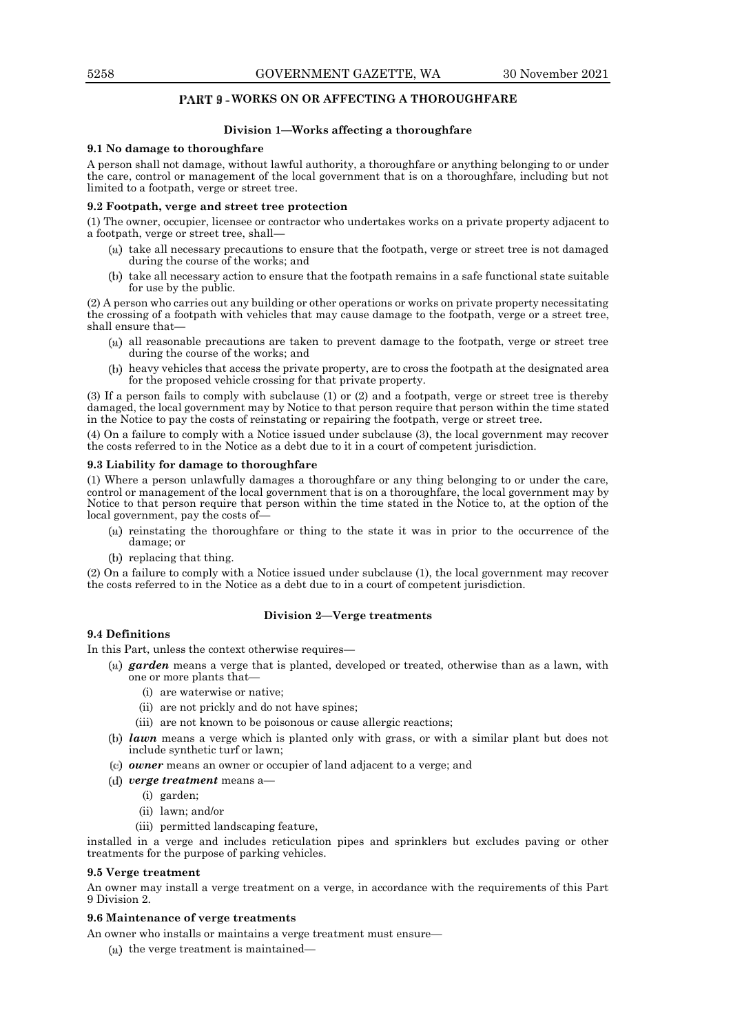## PART 9 - WORKS ON OR AFFECTING A THOROUGHFARE

### Division 1—Works affecting a thoroughfare

**9.1 No damage to thoroughfare**

A person shall not damage, without lawful authority, a thoroughfare or anything belonging to or under the care, control or management of the local government that is on a thoroughfare, including but not limited to a footpath, verge or street tree.

**9.2 Footpath, verge and street tree protection**

(1) The owner, occupier, licensee or contractor who undertakes works on a private property adjacent to a footpath, verge or street tree, shall—

(a) take all necessary precautions to ensure that the footpath, verge or street tree is not damaged during the course of the works; and

(b) take all necessary action to ensure that the footpath remains in a safe functional state suitable for use by the public.

(2) A person who carries out any building or other operations or works on private property necessitating the crossing of a footpath with vehicles that may cause damage to the footpath, verge or a street tree, shall ensure that—

(a) all reasonable precautions are taken to prevent damage to the footpath, verge or street tree during the course of the works; and

(b) heavy vehicles that access the private property, are to cross the footpath at the designated area for the proposed vehicle crossing for that private property.

(3) If a person fails to comply with subclause (1) or (2) and a footpath, verge or street tree is thereby damaged, the local government may by Notice to that person require that person within the time stated in the Notice to pay the costs of reinstating or repairing the footpath, verge or street tree.

(4) On a failure to comply with a Notice issued under subclause (3), the local government may recover the costs referred to in the Notice as a debt due to it in a court of competent jurisdiction.

**9.3 Liability for damage to thoroughfare**

(1) Where a person unlawfully damages a thoroughfare or any thing belonging to or under the care, control or management of the local government that is on a thoroughfare, the local government may by Notice to that person require that person within the time stated in the Notice to, at the option of the local government, pay the costs of—

(a) reinstating the thoroughfare or thing to the state it was in prior to the occurrence of the damage; or

(b) replacing that thing.

(2) On a failure to comply with a Notice issued under subclause (1), the local government may recover the costs referred to in the Notice as a debt due to in a court of competent jurisdiction.

### Division 2—Verge treatments

**9.4 Definitions**

In this Part, unless the context otherwise requires—

(a) ***garden*** means a verge that is planted, developed or treated, otherwise than as a lawn, with one or more plants that—

 (i) are waterwise or native;

 (ii) are not prickly and do not have spines;

 (iii) are not known to be poisonous or cause allergic reactions;

(b) ***lawn*** means a verge which is planted only with grass, or with a similar plant but does not include synthetic turf or lawn;

(c) ***owner*** means an owner or occupier of land adjacent to a verge; and

(d) ***verge treatment*** means a—

 (i) garden;

 (ii) lawn; and/or

 (iii) permitted landscaping feature,

installed in a verge and includes reticulation pipes and sprinklers but excludes paving or other treatments for the purpose of parking vehicles.

**9.5 Verge treatment**

An owner may install a verge treatment on a verge, in accordance with the requirements of this Part 9 Division 2.

**9.6 Maintenance of verge treatments**

An owner who installs or maintains a verge treatment must ensure—

(a) the verge treatment is maintained—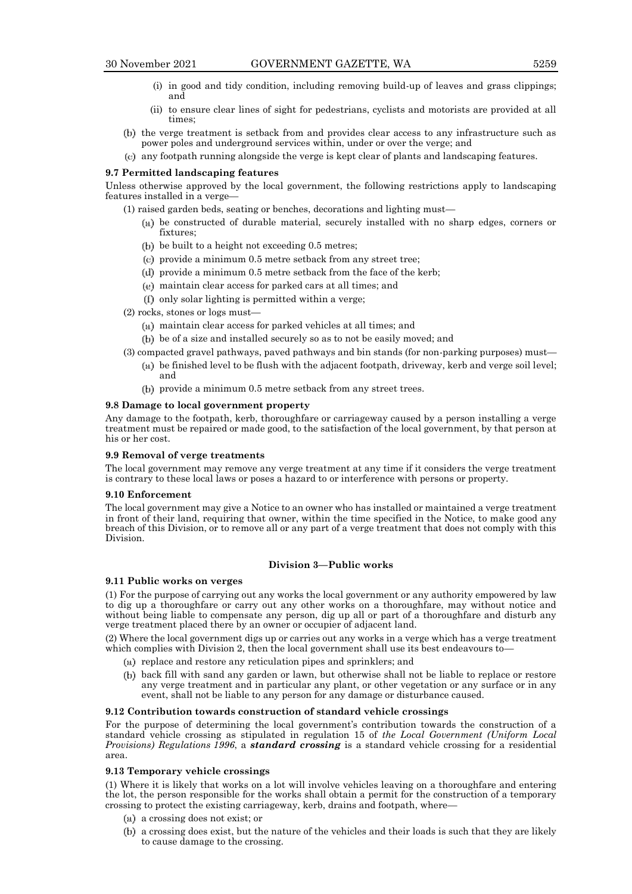(i) in good and tidy condition, including removing build-up of leaves and grass clippings; and

(ii) to ensure clear lines of sight for pedestrians, cyclists and motorists are provided at all times;

(b) the verge treatment is setback from and provides clear access to any infrastructure such as power poles and underground services within, under or over the verge; and

(c) any footpath running alongside the verge is kept clear of plants and landscaping features.

**9.7 Permitted landscaping features**

Unless otherwise approved by the local government, the following restrictions apply to landscaping features installed in a verge—

(1) raised garden beds, seating or benches, decorations and lighting must—

(a) be constructed of durable material, securely installed with no sharp edges, corners or fixtures;

(b) be built to a height not exceeding 0.5 metres;

(c) provide a minimum 0.5 metre setback from any street tree;

(d) provide a minimum 0.5 metre setback from the face of the kerb;

(e) maintain clear access for parked cars at all times; and

(f) only solar lighting is permitted within a verge;

(2) rocks, stones or logs must—

(a) maintain clear access for parked vehicles at all times; and

(b) be of a size and installed securely so as to not be easily moved; and

(3) compacted gravel pathways, paved pathways and bin stands (for non-parking purposes) must—

(a) be finished level to be flush with the adjacent footpath, driveway, kerb and verge soil level; and

(b) provide a minimum 0.5 metre setback from any street trees.

**9.8 Damage to local government property**

Any damage to the footpath, kerb, thoroughfare or carriageway caused by a person installing a verge treatment must be repaired or made good, to the satisfaction of the local government, by that person at his or her cost.

**9.9 Removal of verge treatments**

The local government may remove any verge treatment at any time if it considers the verge treatment is contrary to these local laws or poses a hazard to or interference with persons or property.

**9.10 Enforcement**

The local government may give a Notice to an owner who has installed or maintained a verge treatment in front of their land, requiring that owner, within the time specified in the Notice, to make good any breach of this Division, or to remove all or any part of a verge treatment that does not comply with this Division.

### Division 3—Public works

**9.11 Public works on verges**

(1) For the purpose of carrying out any works the local government or any authority empowered by law to dig up a thoroughfare or carry out any other works on a thoroughfare, may without notice and without being liable to compensate any person, dig up all or part of a thoroughfare and disturb any verge treatment placed there by an owner or occupier of adjacent land.

(2) Where the local government digs up or carries out any works in a verge which has a verge treatment which complies with Division 2, then the local government shall use its best endeavours to—

(a) replace and restore any reticulation pipes and sprinklers; and

(b) back fill with sand any garden or lawn, but otherwise shall not be liable to replace or restore any verge treatment and in particular any plant, or other vegetation or any surface or in any event, shall not be liable to any person for any damage or disturbance caused.

**9.12 Contribution towards construction of standard vehicle crossings**

For the purpose of determining the local government's contribution towards the construction of a standard vehicle crossing as stipulated in regulation 15 of *the Local Government (Uniform Local Provisions) Regulations 1996*, a ***standard crossing*** is a standard vehicle crossing for a residential area.

**9.13 Temporary vehicle crossings**

(1) Where it is likely that works on a lot will involve vehicles leaving on a thoroughfare and entering the lot, the person responsible for the works shall obtain a permit for the construction of a temporary crossing to protect the existing carriageway, kerb, drains and footpath, where—

(a) a crossing does not exist; or

(b) a crossing does exist, but the nature of the vehicles and their loads is such that they are likely to cause damage to the crossing.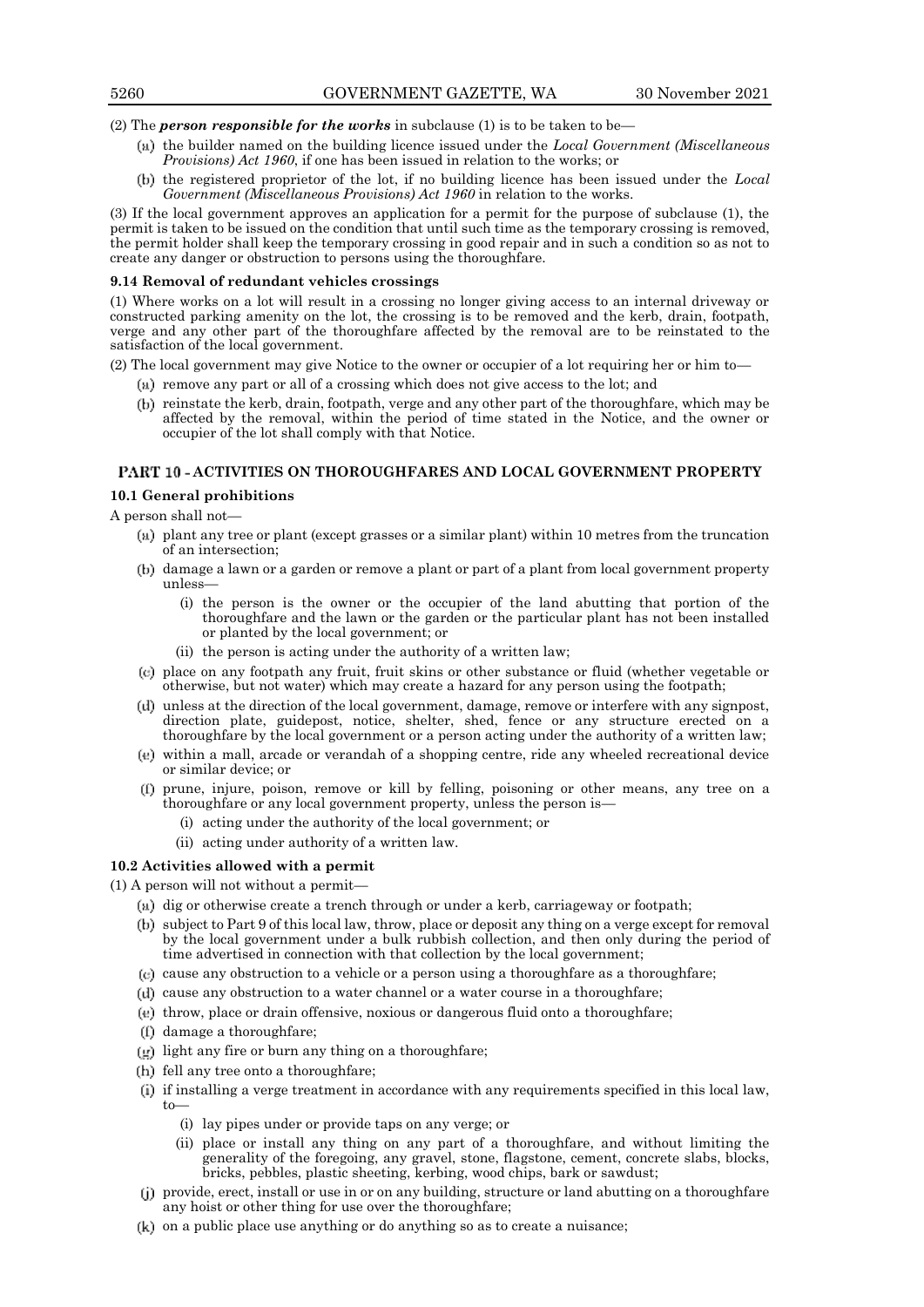(2) The ***person responsible for the works*** in subclause (1) is to be taken to be—

(a) the builder named on the building licence issued under the *Local Government (Miscellaneous Provisions) Act 1960*, if one has been issued in relation to the works; or

(b) the registered proprietor of the lot, if no building licence has been issued under the *Local Government (Miscellaneous Provisions) Act 1960* in relation to the works.

(3) If the local government approves an application for a permit for the purpose of subclause (1), the permit is taken to be issued on the condition that until such time as the temporary crossing is removed, the permit holder shall keep the temporary crossing in good repair and in such a condition so as not to create any danger or obstruction to persons using the thoroughfare.

### 9.14 Removal of redundant vehicles crossings

(1) Where works on a lot will result in a crossing no longer giving access to an internal driveway or constructed parking amenity on the lot, the crossing is to be removed and the kerb, drain, footpath, verge and any other part of the thoroughfare affected by the removal are to be reinstated to the satisfaction of the local government.

(2) The local government may give Notice to the owner or occupier of a lot requiring her or him to—

(a) remove any part or all of a crossing which does not give access to the lot; and

(b) reinstate the kerb, drain, footpath, verge and any other part of the thoroughfare, which may be affected by the removal, within the period of time stated in the Notice, and the owner or occupier of the lot shall comply with that Notice.

## PART 10 - ACTIVITIES ON THOROUGHFARES AND LOCAL GOVERNMENT PROPERTY

### 10.1 General prohibitions

A person shall not—

(a) plant any tree or plant (except grasses or a similar plant) within 10 metres from the truncation of an intersection;

(b) damage a lawn or a garden or remove a plant or part of a plant from local government property unless—

   (i) the person is the owner or the occupier of the land abutting that portion of the thoroughfare and the lawn or the garden or the particular plant has not been installed or planted by the local government; or

   (ii) the person is acting under the authority of a written law;

(c) place on any footpath any fruit, fruit skins or other substance or fluid (whether vegetable or otherwise, but not water) which may create a hazard for any person using the footpath;

(d) unless at the direction of the local government, damage, remove or interfere with any signpost, direction plate, guidepost, notice, shelter, shed, fence or any structure erected on a thoroughfare by the local government or a person acting under the authority of a written law;

(e) within a mall, arcade or verandah of a shopping centre, ride any wheeled recreational device or similar device; or

(f) prune, injure, poison, remove or kill by felling, poisoning or other means, any tree on a thoroughfare or any local government property, unless the person is—

   (i) acting under the authority of the local government; or

   (ii) acting under authority of a written law.

### 10.2 Activities allowed with a permit

(1) A person will not without a permit—

(a) dig or otherwise create a trench through or under a kerb, carriageway or footpath;

(b) subject to Part 9 of this local law, throw, place or deposit any thing on a verge except for removal by the local government under a bulk rubbish collection, and then only during the period of time advertised in connection with that collection by the local government;

(c) cause any obstruction to a vehicle or a person using a thoroughfare as a thoroughfare;

(d) cause any obstruction to a water channel or a water course in a thoroughfare;

(e) throw, place or drain offensive, noxious or dangerous fluid onto a thoroughfare;

(f) damage a thoroughfare;

(g) light any fire or burn any thing on a thoroughfare;

(h) fell any tree onto a thoroughfare;

(i) if installing a verge treatment in accordance with any requirements specified in this local law, to—

   (i) lay pipes under or provide taps on any verge; or

   (ii) place or install any thing on any part of a thoroughfare, and without limiting the generality of the foregoing, any gravel, stone, flagstone, cement, concrete slabs, blocks, bricks, pebbles, plastic sheeting, kerbing, wood chips, bark or sawdust;

(j) provide, erect, install or use in or on any building, structure or land abutting on a thoroughfare any hoist or other thing for use over the thoroughfare;

(k) on a public place use anything or do anything so as to create a nuisance;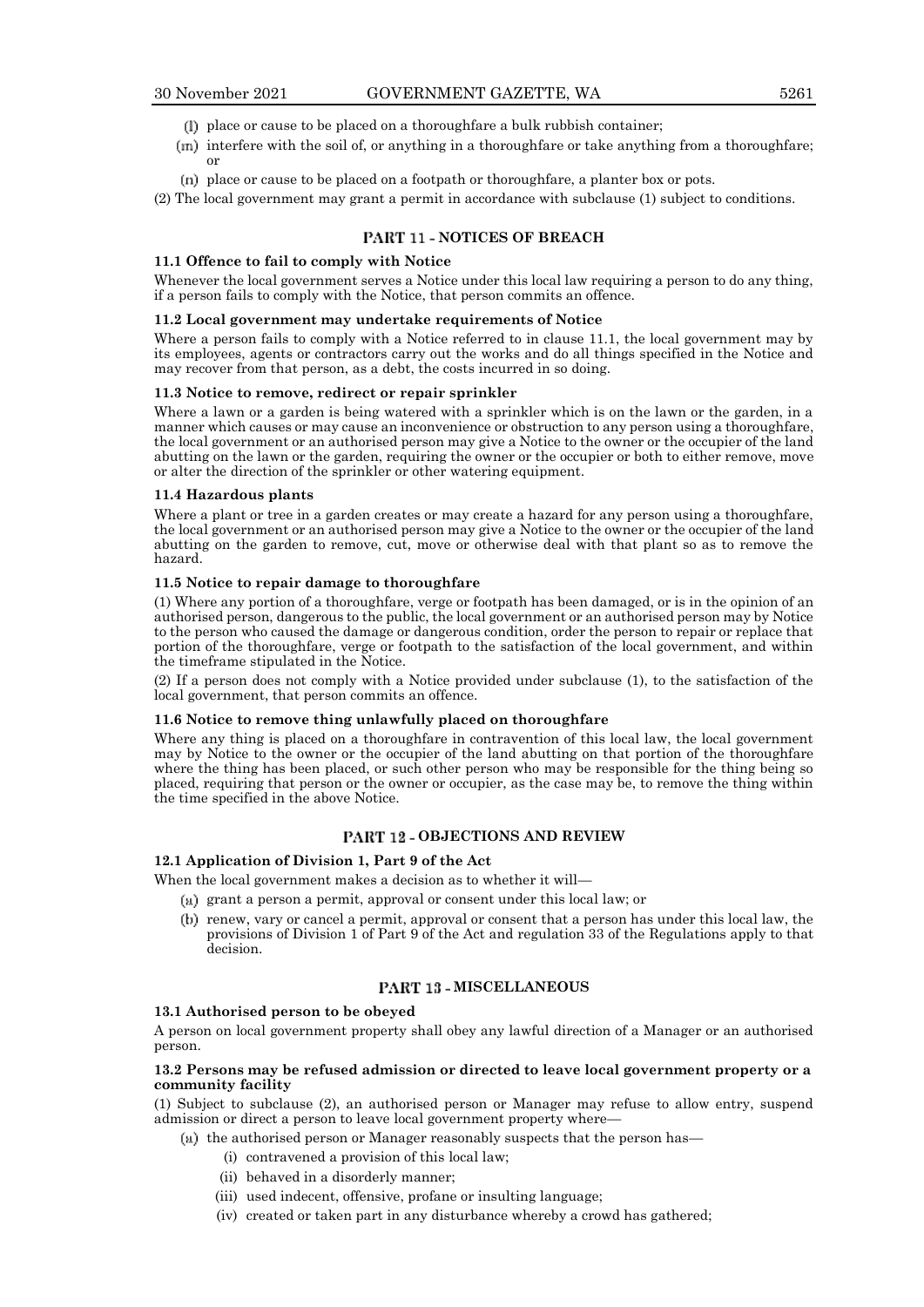(l) place or cause to be placed on a thoroughfare a bulk rubbish container;

(m) interfere with the soil of, or anything in a thoroughfare or take anything from a thoroughfare; or

(n) place or cause to be placed on a footpath or thoroughfare, a planter box or pots.

(2) The local government may grant a permit in accordance with subclause (1) subject to conditions.

## PART 11 - NOTICES OF BREACH

**11.1 Offence to fail to comply with Notice**

Whenever the local government serves a Notice under this local law requiring a person to do any thing, if a person fails to comply with the Notice, that person commits an offence.

**11.2 Local government may undertake requirements of Notice**

Where a person fails to comply with a Notice referred to in clause 11.1, the local government may by its employees, agents or contractors carry out the works and do all things specified in the Notice and may recover from that person, as a debt, the costs incurred in so doing.

**11.3 Notice to remove, redirect or repair sprinkler**

Where a lawn or a garden is being watered with a sprinkler which is on the lawn or the garden, in a manner which causes or may cause an inconvenience or obstruction to any person using a thoroughfare, the local government or an authorised person may give a Notice to the owner or the occupier of the land abutting on the lawn or the garden, requiring the owner or the occupier or both to either remove, move or alter the direction of the sprinkler or other watering equipment.

**11.4 Hazardous plants**

Where a plant or tree in a garden creates or may create a hazard for any person using a thoroughfare, the local government or an authorised person may give a Notice to the owner or the occupier of the land abutting on the garden to remove, cut, move or otherwise deal with that plant so as to remove the hazard.

**11.5 Notice to repair damage to thoroughfare**

(1) Where any portion of a thoroughfare, verge or footpath has been damaged, or is in the opinion of an authorised person, dangerous to the public, the local government or an authorised person may by Notice to the person who caused the damage or dangerous condition, order the person to repair or replace that portion of the thoroughfare, verge or footpath to the satisfaction of the local government, and within the timeframe stipulated in the Notice.

(2) If a person does not comply with a Notice provided under subclause (1), to the satisfaction of the local government, that person commits an offence.

**11.6 Notice to remove thing unlawfully placed on thoroughfare**

Where any thing is placed on a thoroughfare in contravention of this local law, the local government may by Notice to the owner or the occupier of the land abutting on that portion of the thoroughfare where the thing has been placed, or such other person who may be responsible for the thing being so placed, requiring that person or the owner or occupier, as the case may be, to remove the thing within the time specified in the above Notice.

## PART 12 - OBJECTIONS AND REVIEW

**12.1 Application of Division 1, Part 9 of the Act**

When the local government makes a decision as to whether it will—

(a) grant a person a permit, approval or consent under this local law; or

(b) renew, vary or cancel a permit, approval or consent that a person has under this local law, the provisions of Division 1 of Part 9 of the Act and regulation 33 of the Regulations apply to that decision.

## PART 13 - MISCELLANEOUS

**13.1 Authorised person to be obeyed**

A person on local government property shall obey any lawful direction of a Manager or an authorised person.

**13.2 Persons may be refused admission or directed to leave local government property or a community facility**

(1) Subject to subclause (2), an authorised person or Manager may refuse to allow entry, suspend admission or direct a person to leave local government property where—

(a) the authorised person or Manager reasonably suspects that the person has—

(i) contravened a provision of this local law;

(ii) behaved in a disorderly manner;

(iii) used indecent, offensive, profane or insulting language;

(iv) created or taken part in any disturbance whereby a crowd has gathered;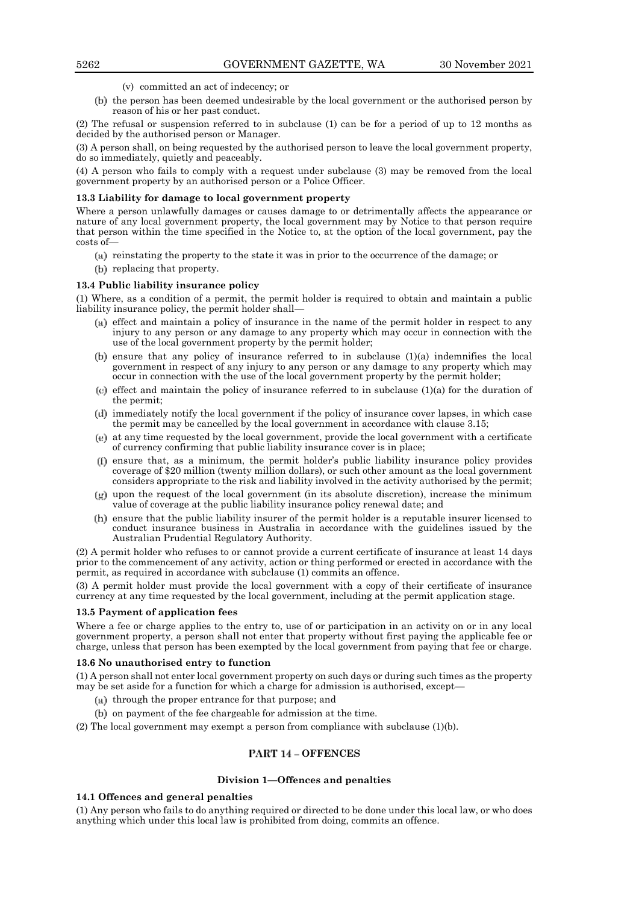(v) committed an act of indecency; or

(b) the person has been deemed undesirable by the local government or the authorised person by reason of his or her past conduct.

(2) The refusal or suspension referred to in subclause (1) can be for a period of up to 12 months as decided by the authorised person or Manager.

(3) A person shall, on being requested by the authorised person to leave the local government property, do so immediately, quietly and peaceably.

(4) A person who fails to comply with a request under subclause (3) may be removed from the local government property by an authorised person or a Police Officer.

**13.3 Liability for damage to local government property**

Where a person unlawfully damages or causes damage to or detrimentally affects the appearance or nature of any local government property, the local government may by Notice to that person require that person within the time specified in the Notice to, at the option of the local government, pay the costs of—

(a) reinstating the property to the state it was in prior to the occurrence of the damage; or

(b) replacing that property.

**13.4 Public liability insurance policy**

(1) Where, as a condition of a permit, the permit holder is required to obtain and maintain a public liability insurance policy, the permit holder shall—

(a) effect and maintain a policy of insurance in the name of the permit holder in respect to any injury to any person or any damage to any property which may occur in connection with the use of the local government property by the permit holder;

(b) ensure that any policy of insurance referred to in subclause (1)(a) indemnifies the local government in respect of any injury to any person or any damage to any property which may occur in connection with the use of the local government property by the permit holder;

(c) effect and maintain the policy of insurance referred to in subclause (1)(a) for the duration of the permit;

(d) immediately notify the local government if the policy of insurance cover lapses, in which case the permit may be cancelled by the local government in accordance with clause 3.15;

(e) at any time requested by the local government, provide the local government with a certificate of currency confirming that public liability insurance cover is in place;

(f) ensure that, as a minimum, the permit holder's public liability insurance policy provides coverage of $20 million (twenty million dollars), or such other amount as the local government considers appropriate to the risk and liability involved in the activity authorised by the permit;

(g) upon the request of the local government (in its absolute discretion), increase the minimum value of coverage at the public liability insurance policy renewal date; and

(h) ensure that the public liability insurer of the permit holder is a reputable insurer licensed to conduct insurance business in Australia in accordance with the guidelines issued by the Australian Prudential Regulatory Authority.

(2) A permit holder who refuses to or cannot provide a current certificate of insurance at least 14 days prior to the commencement of any activity, action or thing performed or erected in accordance with the permit, as required in accordance with subclause (1) commits an offence.

(3) A permit holder must provide the local government with a copy of their certificate of insurance currency at any time requested by the local government, including at the permit application stage.

**13.5 Payment of application fees**

Where a fee or charge applies to the entry to, use of or participation in an activity on or in any local government property, a person shall not enter that property without first paying the applicable fee or charge, unless that person has been exempted by the local government from paying that fee or charge.

**13.6 No unauthorised entry to function**

(1) A person shall not enter local government property on such days or during such times as the property may be set aside for a function for which a charge for admission is authorised, except—

(a) through the proper entrance for that purpose; and

(b) on payment of the fee chargeable for admission at the time.

(2) The local government may exempt a person from compliance with subclause (1)(b).

## PART 14 – OFFENCES

### Division 1—Offences and penalties

**14.1 Offences and general penalties**

(1) Any person who fails to do anything required or directed to be done under this local law, or who does anything which under this local law is prohibited from doing, commits an offence.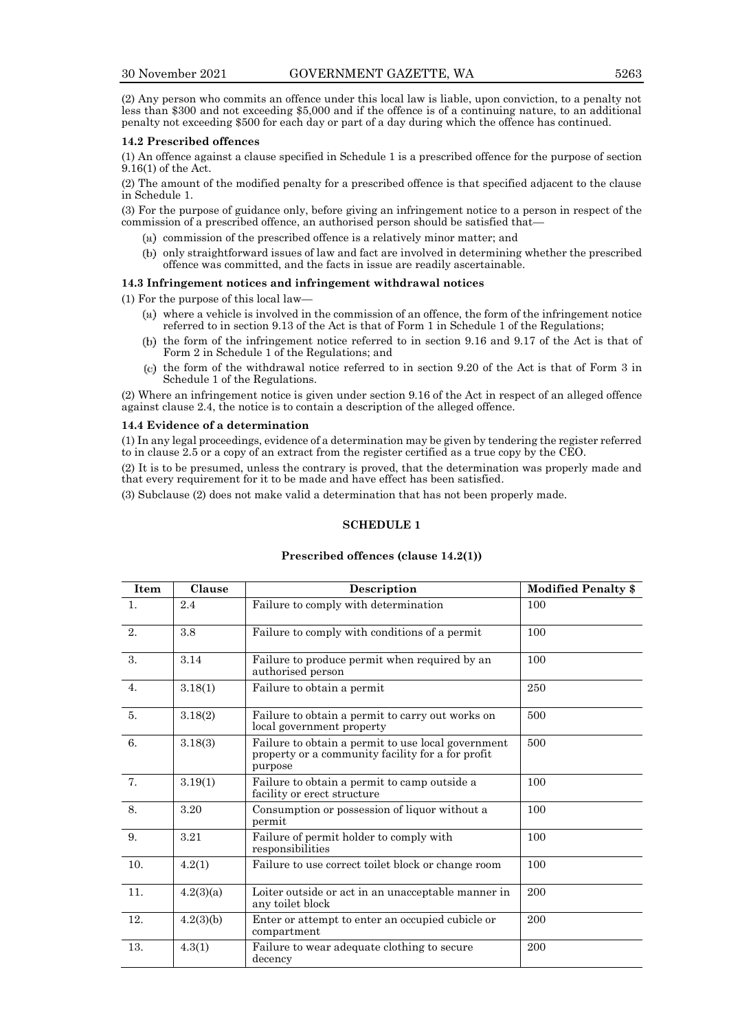(2) Any person who commits an offence under this local law is liable, upon conviction, to a penalty not less than $300 and not exceeding $5,000 and if the offence is of a continuing nature, to an additional penalty not exceeding $500 for each day or part of a day during which the offence has continued.

### 14.2 Prescribed offences

(1) An offence against a clause specified in Schedule 1 is a prescribed offence for the purpose of section 9.16(1) of the Act.

(2) The amount of the modified penalty for a prescribed offence is that specified adjacent to the clause in Schedule 1.

(3) For the purpose of guidance only, before giving an infringement notice to a person in respect of the commission of a prescribed offence, an authorised person should be satisfied that—

(a) commission of the prescribed offence is a relatively minor matter; and

(b) only straightforward issues of law and fact are involved in determining whether the prescribed offence was committed, and the facts in issue are readily ascertainable.

### 14.3 Infringement notices and infringement withdrawal notices

(1) For the purpose of this local law—

(a) where a vehicle is involved in the commission of an offence, the form of the infringement notice referred to in section 9.13 of the Act is that of Form 1 in Schedule 1 of the Regulations;

(b) the form of the infringement notice referred to in section 9.16 and 9.17 of the Act is that of Form 2 in Schedule 1 of the Regulations; and

(c) the form of the withdrawal notice referred to in section 9.20 of the Act is that of Form 3 in Schedule 1 of the Regulations.

(2) Where an infringement notice is given under section 9.16 of the Act in respect of an alleged offence against clause 2.4, the notice is to contain a description of the alleged offence.

### 14.4 Evidence of a determination

(1) In any legal proceedings, evidence of a determination may be given by tendering the register referred to in clause 2.5 or a copy of an extract from the register certified as a true copy by the CEO.

(2) It is to be presumed, unless the contrary is proved, that the determination was properly made and that every requirement for it to be made and have effect has been satisfied.

(3) Subclause (2) does not make valid a determination that has not been properly made.

## SCHEDULE 1

**Prescribed offences (clause 14.2(1))**

| Item | Clause | Description | Modified Penalty $ |
|---|---|---|---|
| 1. | 2.4 | Failure to comply with determination | 100 |
| 2. | 3.8 | Failure to comply with conditions of a permit | 100 |
| 3. | 3.14 | Failure to produce permit when required by an authorised person | 100 |
| 4. | 3.18(1) | Failure to obtain a permit | 250 |
| 5. | 3.18(2) | Failure to obtain a permit to carry out works on local government property | 500 |
| 6. | 3.18(3) | Failure to obtain a permit to use local government property or a community facility for a for profit purpose | 500 |
| 7. | 3.19(1) | Failure to obtain a permit to camp outside a facility or erect structure | 100 |
| 8. | 3.20 | Consumption or possession of liquor without a permit | 100 |
| 9. | 3.21 | Failure of permit holder to comply with responsibilities | 100 |
| 10. | 4.2(1) | Failure to use correct toilet block or change room | 100 |
| 11. | 4.2(3)(a) | Loiter outside or act in an unacceptable manner in any toilet block | 200 |
| 12. | 4.2(3)(b) | Enter or attempt to enter an occupied cubicle or compartment | 200 |
| 13. | 4.3(1) | Failure to wear adequate clothing to secure decency | 200 |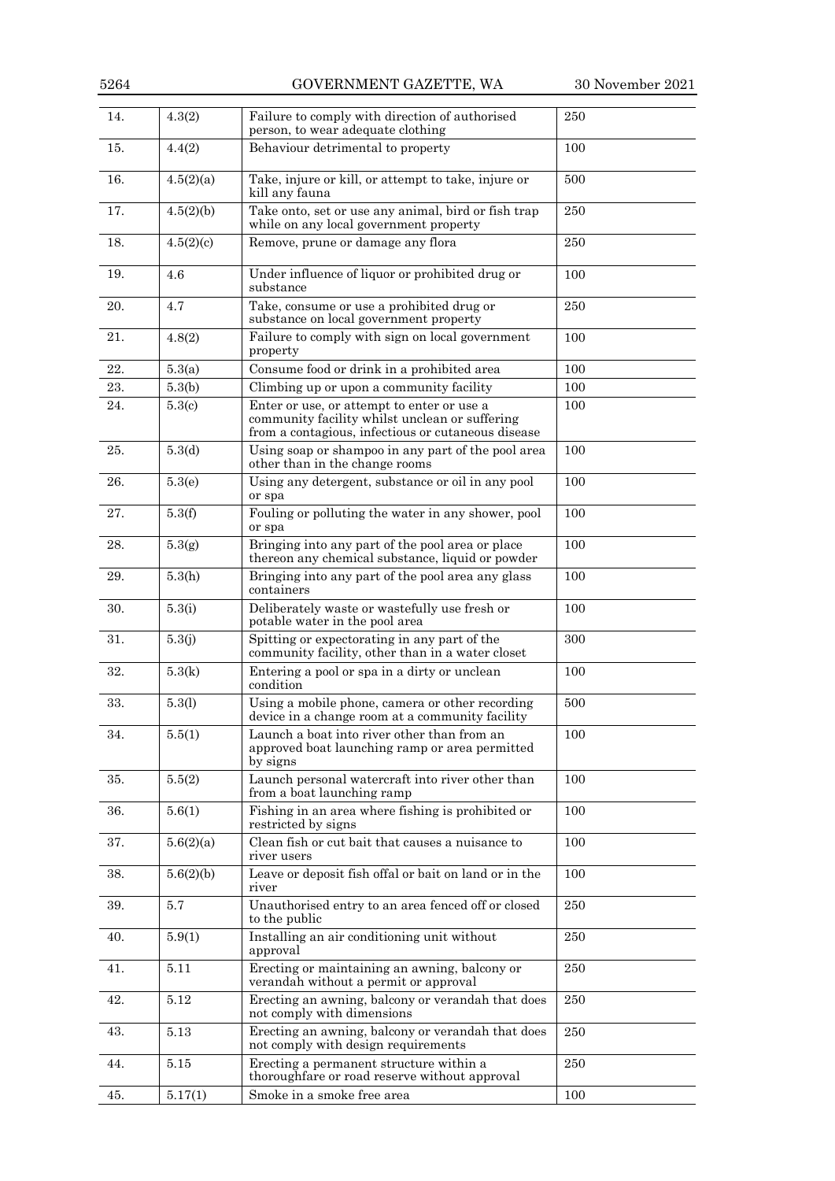| 14. | 4.3(2) | Failure to comply with direction of authorised person, to wear adequate clothing | 250 |
|---|---|---|---|
| 15. | 4.4(2) | Behaviour detrimental to property | 100 |
| 16. | 4.5(2)(a) | Take, injure or kill, or attempt to take, injure or kill any fauna | 500 |
| 17. | 4.5(2)(b) | Take onto, set or use any animal, bird or fish trap while on any local government property | 250 |
| 18. | 4.5(2)(c) | Remove, prune or damage any flora | 250 |
| 19. | 4.6 | Under influence of liquor or prohibited drug or substance | 100 |
| 20. | 4.7 | Take, consume or use a prohibited drug or substance on local government property | 250 |
| 21. | 4.8(2) | Failure to comply with sign on local government property | 100 |
| 22. | 5.3(a) | Consume food or drink in a prohibited area | 100 |
| 23. | 5.3(b) | Climbing up or upon a community facility | 100 |
| 24. | 5.3(c) | Enter or use, or attempt to enter or use a community facility whilst unclean or suffering from a contagious, infectious or cutaneous disease | 100 |
| 25. | 5.3(d) | Using soap or shampoo in any part of the pool area other than in the change rooms | 100 |
| 26. | 5.3(e) | Using any detergent, substance or oil in any pool or spa | 100 |
| 27. | 5.3(f) | Fouling or polluting the water in any shower, pool or spa | 100 |
| 28. | 5.3(g) | Bringing into any part of the pool area or place thereon any chemical substance, liquid or powder | 100 |
| 29. | 5.3(h) | Bringing into any part of the pool area any glass containers | 100 |
| 30. | 5.3(i) | Deliberately waste or wastefully use fresh or potable water in the pool area | 100 |
| 31. | 5.3(j) | Spitting or expectorating in any part of the community facility, other than in a water closet | 300 |
| 32. | 5.3(k) | Entering a pool or spa in a dirty or unclean condition | 100 |
| 33. | 5.3(l) | Using a mobile phone, camera or other recording device in a change room at a community facility | 500 |
| 34. | 5.5(1) | Launch a boat into river other than from an approved boat launching ramp or area permitted by signs | 100 |
| 35. | 5.5(2) | Launch personal watercraft into river other than from a boat launching ramp | 100 |
| 36. | 5.6(1) | Fishing in an area where fishing is prohibited or restricted by signs | 100 |
| 37. | 5.6(2)(a) | Clean fish or cut bait that causes a nuisance to river users | 100 |
| 38. | 5.6(2)(b) | Leave or deposit fish offal or bait on land or in the river | 100 |
| 39. | 5.7 | Unauthorised entry to an area fenced off or closed to the public | 250 |
| 40. | 5.9(1) | Installing an air conditioning unit without approval | 250 |
| 41. | 5.11 | Erecting or maintaining an awning, balcony or verandah without a permit or approval | 250 |
| 42. | 5.12 | Erecting an awning, balcony or verandah that does not comply with dimensions | 250 |
| 43. | 5.13 | Erecting an awning, balcony or verandah that does not comply with design requirements | 250 |
| 44. | 5.15 | Erecting a permanent structure within a thoroughfare or road reserve without approval | 250 |
| 45. | 5.17(1) | Smoke in a smoke free area | 100 |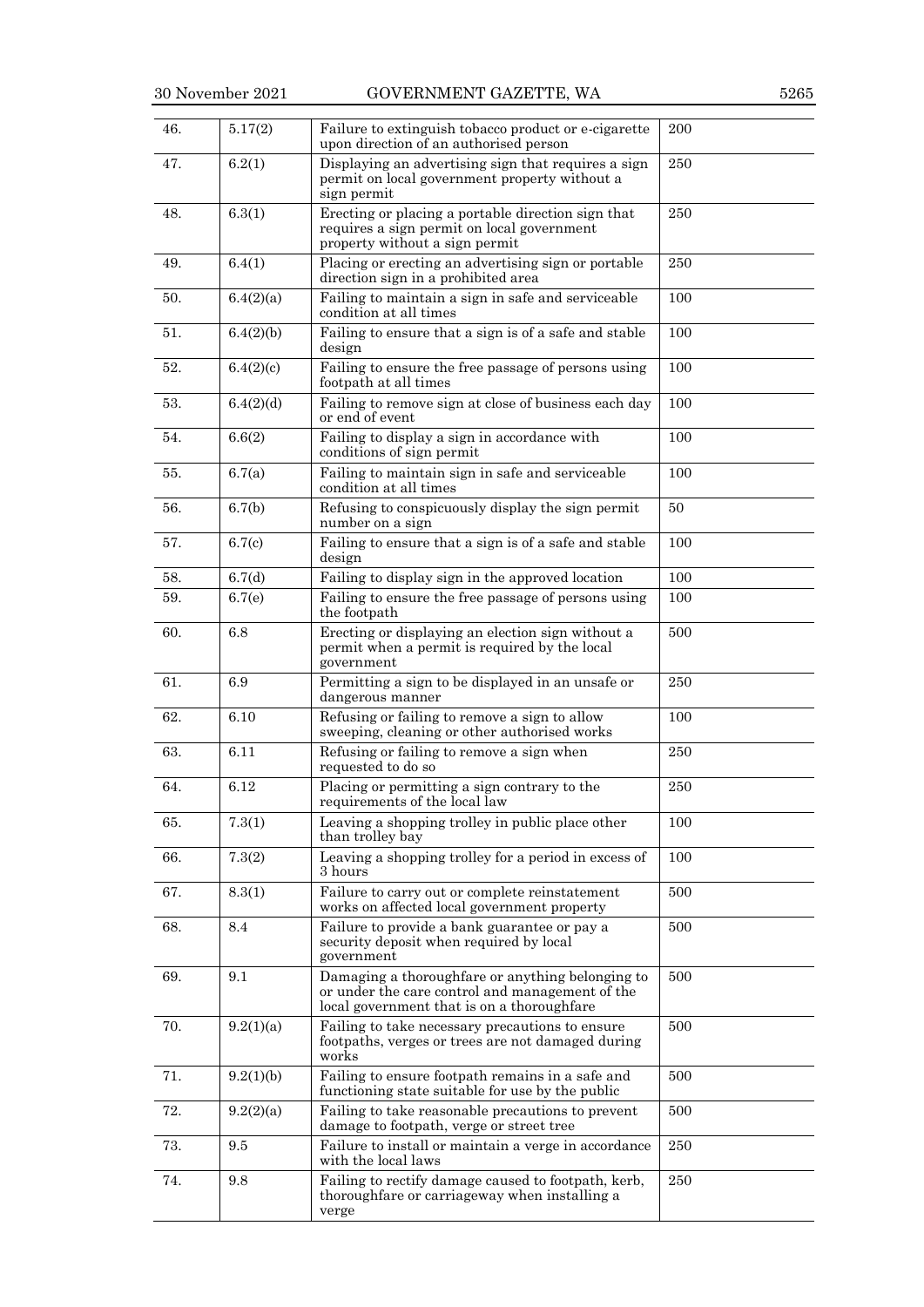| 46. | 5.17(2) | Failure to extinguish tobacco product or e-cigarette upon direction of an authorised person | 200 |
|---|---|---|---|
| 47. | 6.2(1) | Displaying an advertising sign that requires a sign permit on local government property without a sign permit | 250 |
| 48. | 6.3(1) | Erecting or placing a portable direction sign that requires a sign permit on local government property without a sign permit | 250 |
| 49. | 6.4(1) | Placing or erecting an advertising sign or portable direction sign in a prohibited area | 250 |
| 50. | 6.4(2)(a) | Failing to maintain a sign in safe and serviceable condition at all times | 100 |
| 51. | 6.4(2)(b) | Failing to ensure that a sign is of a safe and stable design | 100 |
| 52. | 6.4(2)(c) | Failing to ensure the free passage of persons using footpath at all times | 100 |
| 53. | 6.4(2)(d) | Failing to remove sign at close of business each day or end of event | 100 |
| 54. | 6.6(2) | Failing to display a sign in accordance with conditions of sign permit | 100 |
| 55. | 6.7(a) | Failing to maintain sign in safe and serviceable condition at all times | 100 |
| 56. | 6.7(b) | Refusing to conspicuously display the sign permit number on a sign | 50 |
| 57. | 6.7(c) | Failing to ensure that a sign is of a safe and stable design | 100 |
| 58. | 6.7(d) | Failing to display sign in the approved location | 100 |
| 59. | 6.7(e) | Failing to ensure the free passage of persons using the footpath | 100 |
| 60. | 6.8 | Erecting or displaying an election sign without a permit when a permit is required by the local government | 500 |
| 61. | 6.9 | Permitting a sign to be displayed in an unsafe or dangerous manner | 250 |
| 62. | 6.10 | Refusing or failing to remove a sign to allow sweeping, cleaning or other authorised works | 100 |
| 63. | 6.11 | Refusing or failing to remove a sign when requested to do so | 250 |
| 64. | 6.12 | Placing or permitting a sign contrary to the requirements of the local law | 250 |
| 65. | 7.3(1) | Leaving a shopping trolley in public place other than trolley bay | 100 |
| 66. | 7.3(2) | Leaving a shopping trolley for a period in excess of 3 hours | 100 |
| 67. | 8.3(1) | Failure to carry out or complete reinstatement works on affected local government property | 500 |
| 68. | 8.4 | Failure to provide a bank guarantee or pay a security deposit when required by local government | 500 |
| 69. | 9.1 | Damaging a thoroughfare or anything belonging to or under the care control and management of the local government that is on a thoroughfare | 500 |
| 70. | 9.2(1)(a) | Failing to take necessary precautions to ensure footpaths, verges or trees are not damaged during works | 500 |
| 71. | 9.2(1)(b) | Failing to ensure footpath remains in a safe and functioning state suitable for use by the public | 500 |
| 72. | 9.2(2)(a) | Failing to take reasonable precautions to prevent damage to footpath, verge or street tree | 500 |
| 73. | 9.5 | Failure to install or maintain a verge in accordance with the local laws | 250 |
| 74. | 9.8 | Failing to rectify damage caused to footpath, kerb, thoroughfare or carriageway when installing a verge | 250 |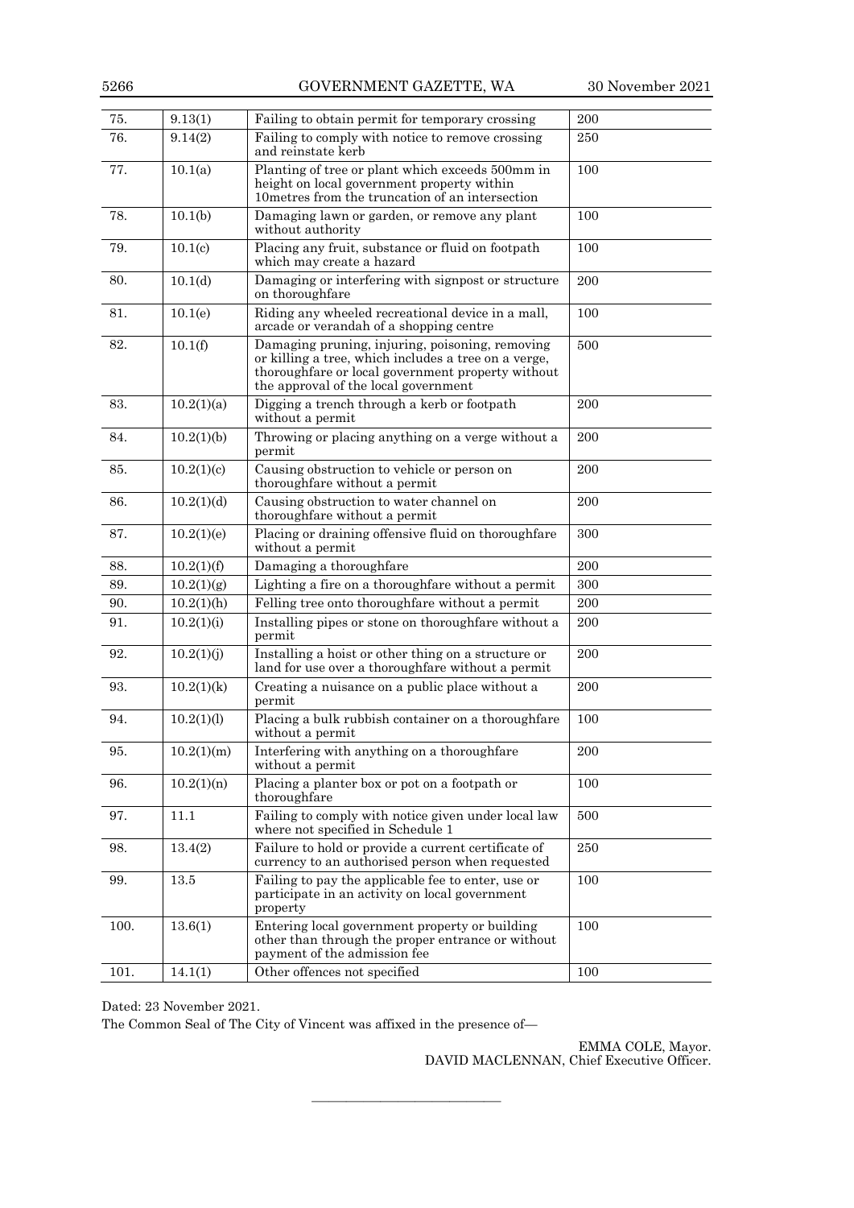| | | | |
|---|---|---|---|
| 75. | 9.13(1) | Failing to obtain permit for temporary crossing | 200 |
| 76. | 9.14(2) | Failing to comply with notice to remove crossing and reinstate kerb | 250 |
| 77. | 10.1(a) | Planting of tree or plant which exceeds 500mm in height on local government property within 10metres from the truncation of an intersection | 100 |
| 78. | 10.1(b) | Damaging lawn or garden, or remove any plant without authority | 100 |
| 79. | 10.1(c) | Placing any fruit, substance or fluid on footpath which may create a hazard | 100 |
| 80. | 10.1(d) | Damaging or interfering with signpost or structure on thoroughfare | 200 |
| 81. | 10.1(e) | Riding any wheeled recreational device in a mall, arcade or verandah of a shopping centre | 100 |
| 82. | 10.1(f) | Damaging pruning, injuring, poisoning, removing or killing a tree, which includes a tree on a verge, thoroughfare or local government property without the approval of the local government | 500 |
| 83. | 10.2(1)(a) | Digging a trench through a kerb or footpath without a permit | 200 |
| 84. | 10.2(1)(b) | Throwing or placing anything on a verge without a permit | 200 |
| 85. | 10.2(1)(c) | Causing obstruction to vehicle or person on thoroughfare without a permit | 200 |
| 86. | 10.2(1)(d) | Causing obstruction to water channel on thoroughfare without a permit | 200 |
| 87. | 10.2(1)(e) | Placing or draining offensive fluid on thoroughfare without a permit | 300 |
| 88. | 10.2(1)(f) | Damaging a thoroughfare | 200 |
| 89. | 10.2(1)(g) | Lighting a fire on a thoroughfare without a permit | 300 |
| 90. | 10.2(1)(h) | Felling tree onto thoroughfare without a permit | 200 |
| 91. | 10.2(1)(i) | Installing pipes or stone on thoroughfare without a permit | 200 |
| 92. | 10.2(1)(j) | Installing a hoist or other thing on a structure or land for use over a thoroughfare without a permit | 200 |
| 93. | 10.2(1)(k) | Creating a nuisance on a public place without a permit | 200 |
| 94. | 10.2(1)(l) | Placing a bulk rubbish container on a thoroughfare without a permit | 100 |
| 95. | 10.2(1)(m) | Interfering with anything on a thoroughfare without a permit | 200 |
| 96. | 10.2(1)(n) | Placing a planter box or pot on a footpath or thoroughfare | 100 |
| 97. | 11.1 | Failing to comply with notice given under local law where not specified in Schedule 1 | 500 |
| 98. | 13.4(2) | Failure to hold or provide a current certificate of currency to an authorised person when requested | 250 |
| 99. | 13.5 | Failing to pay the applicable fee to enter, use or participate in an activity on local government property | 100 |
| 100. | 13.6(1) | Entering local government property or building other than through the proper entrance or without payment of the admission fee | 100 |
| 101. | 14.1(1) | Other offences not specified | 100 |

Dated: 23 November 2021.

The Common Seal of The City of Vincent was affixed in the presence of—

EMMA COLE, Mayor.
DAVID MACLENNAN, Chief Executive Officer.

---